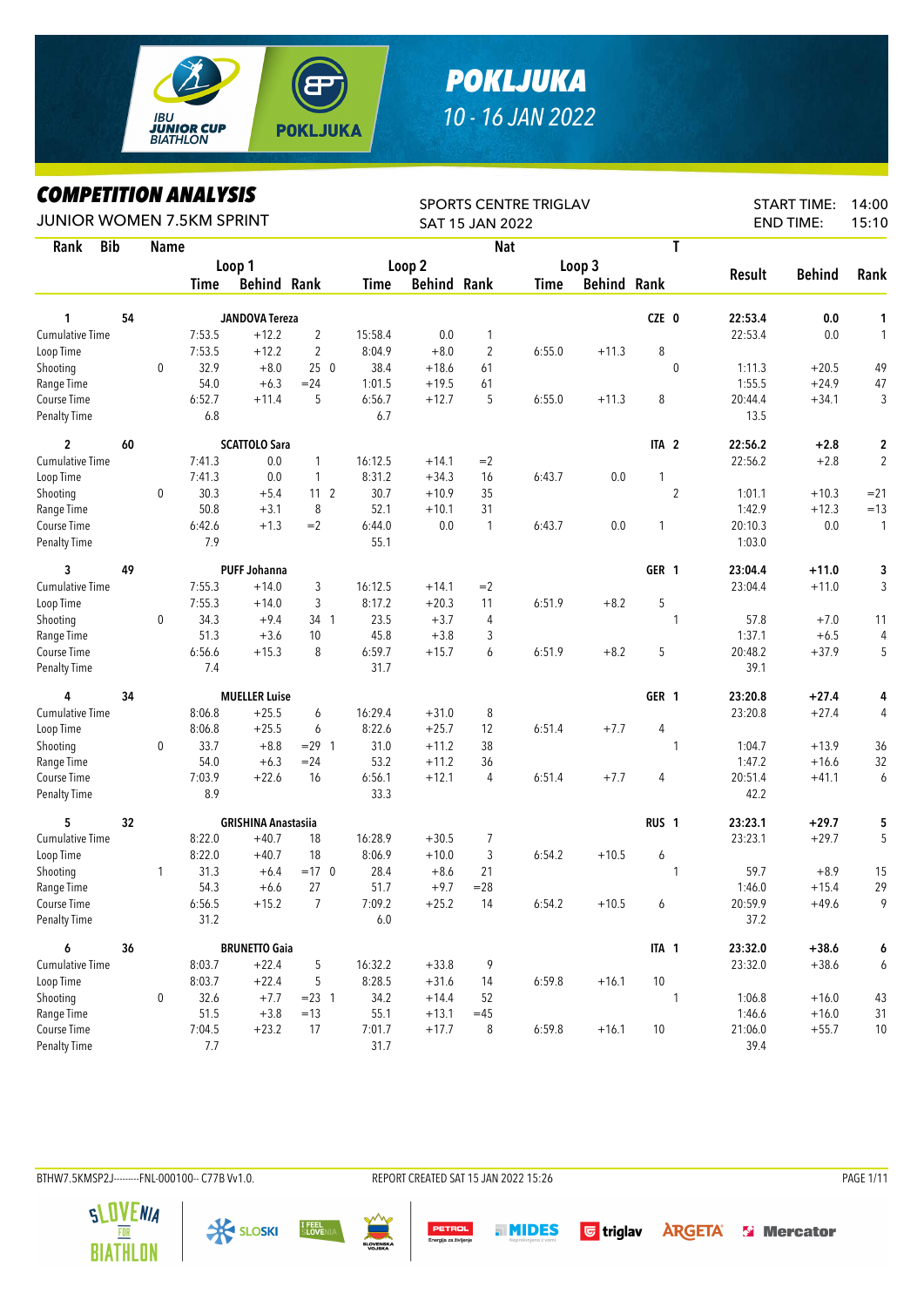# POKLJUKA

10 - 16 JAN 2022

## COMPETITION ANALYSIS

JUNIOR WOMEN 7.5KM SPRINT

SPORTS CENTRE TRIGLAV
SAT 15 JAN 2022

START TIME: 14:00
END TIME: 15:10

| Rank | Bib | Name | | Loop 1 Time | Loop 1 Behind | Loop 1 Rank | Loop 2 Time | Loop 2 Behind | Loop 2 Rank | Loop 3 Time | Loop 3 Behind | Loop 3 Rank | Nat | T | Result | Behind | Rank |
|---|---|---|---|---|---|---|---|---|---|---|---|---|---|---|---|---|---|
| 1 | 54 | JANDOVA Tereza | | | | | | | | | | | CZE | 0 | 22:53.4 | 0.0 | 1 |
| Cumulative Time | | | | 7:53.5 | +12.2 | 2 | 15:58.4 | 0.0 | 1 | | | | | | 22:53.4 | 0.0 | 1 |
| Loop Time | | | | 7:53.5 | +12.2 | 2 | 8:04.9 | +8.0 | 2 | 6:55.0 | +11.3 | 8 | | | | | |
| Shooting | | | 0 | 32.9 | +8.0 | 25 0 | 38.4 | +18.6 | 61 | | | | | 0 | 1:11.3 | +20.5 | 49 |
| Range Time | | | | 54.0 | +6.3 | =24 | 1:01.5 | +19.5 | 61 | | | | | | 1:55.5 | +24.9 | 47 |
| Course Time | | | | 6:52.7 | +11.4 | 5 | 6:56.7 | +12.7 | 5 | 6:55.0 | +11.3 | 8 | | | 20:44.4 | +34.1 | 3 |
| Penalty Time | | | | 6.8 | | | 6.7 | | | | | | | | 13.5 | | |
| 2 | 60 | SCATTOLO Sara | | | | | | | | | | | ITA | 2 | 22:56.2 | +2.8 | 2 |
| Cumulative Time | | | | 7:41.3 | 0.0 | 1 | 16:12.5 | +14.1 | =2 | | | | | | 22:56.2 | +2.8 | 2 |
| Loop Time | | | | 7:41.3 | 0.0 | 1 | 8:31.2 | +34.3 | 16 | 6:43.7 | 0.0 | 1 | | | | | |
| Shooting | | | 0 | 30.3 | +5.4 | 11 2 | 30.7 | +10.9 | 35 | | | | | 2 | 1:01.1 | +10.3 | =21 |
| Range Time | | | | 50.8 | +3.1 | 8 | 52.1 | +10.1 | 31 | | | | | | 1:42.9 | +12.3 | =13 |
| Course Time | | | | 6:42.6 | +1.3 | =2 | 6:44.0 | 0.0 | 1 | 6:43.7 | 0.0 | 1 | | | 20:10.3 | 0.0 | 1 |
| Penalty Time | | | | 7.9 | | | 55.1 | | | | | | | | 1:03.0 | | |
| 3 | 49 | PUFF Johanna | | | | | | | | | | | GER | 1 | 23:04.4 | +11.0 | 3 |
| Cumulative Time | | | | 7:55.3 | +14.0 | 3 | 16:12.5 | +14.1 | =2 | | | | | | 23:04.4 | +11.0 | 3 |
| Loop Time | | | | 7:55.3 | +14.0 | 3 | 8:17.2 | +20.3 | 11 | 6:51.9 | +8.2 | 5 | | | | | |
| Shooting | | | 0 | 34.3 | +9.4 | 34 1 | 23.5 | +3.7 | 4 | | | | | 1 | 57.8 | +7.0 | 11 |
| Range Time | | | | 51.3 | +3.6 | 10 | 45.8 | +3.8 | 3 | | | | | | 1:37.1 | +6.5 | 4 |
| Course Time | | | | 6:56.6 | +15.3 | 8 | 6:59.7 | +15.7 | 6 | 6:51.9 | +8.2 | 5 | | | 20:48.2 | +37.9 | 5 |
| Penalty Time | | | | 7.4 | | | 31.7 | | | | | | | | 39.1 | | |
| 4 | 34 | MUELLER Luise | | | | | | | | | | | GER | 1 | 23:20.8 | +27.4 | 4 |
| Cumulative Time | | | | 8:06.8 | +25.5 | 6 | 16:29.4 | +31.0 | 8 | | | | | | 23:20.8 | +27.4 | 4 |
| Loop Time | | | | 8:06.8 | +25.5 | 6 | 8:22.6 | +25.7 | 12 | 6:51.4 | +7.7 | 4 | | | | | |
| Shooting | | | 0 | 33.7 | +8.8 | =29 1 | 31.0 | +11.2 | 38 | | | | | 1 | 1:04.7 | +13.9 | 36 |
| Range Time | | | | 54.0 | +6.3 | =24 | 53.2 | +11.2 | 36 | | | | | | 1:47.2 | +16.6 | 32 |
| Course Time | | | | 7:03.9 | +22.6 | 16 | 6:56.1 | +12.1 | 4 | 6:51.4 | +7.7 | 4 | | | 20:51.4 | +41.1 | 6 |
| Penalty Time | | | | 8.9 | | | 33.3 | | | | | | | | 42.2 | | |
| 5 | 32 | GRISHINA Anastasiia | | | | | | | | | | | RUS | 1 | 23:23.1 | +29.7 | 5 |
| Cumulative Time | | | | 8:22.0 | +40.7 | 18 | 16:28.9 | +30.5 | 7 | | | | | | 23:23.1 | +29.7 | 5 |
| Loop Time | | | | 8:22.0 | +40.7 | 18 | 8:06.9 | +10.0 | 3 | 6:54.2 | +10.5 | 6 | | | | | |
| Shooting | | | 1 | 31.3 | +6.4 | =17 0 | 28.4 | +8.6 | 21 | | | | | 1 | 59.7 | +8.9 | 15 |
| Range Time | | | | 54.3 | +6.6 | 27 | 51.7 | +9.7 | =28 | | | | | | 1:46.0 | +15.4 | 29 |
| Course Time | | | | 6:56.5 | +15.2 | 7 | 7:09.2 | +25.2 | 14 | 6:54.2 | +10.5 | 6 | | | 20:59.9 | +49.6 | 9 |
| Penalty Time | | | | 31.2 | | | 6.0 | | | | | | | | 37.2 | | |
| 6 | 36 | BRUNETTO Gaia | | | | | | | | | | | ITA | 1 | 23:32.0 | +38.6 | 6 |
| Cumulative Time | | | | 8:03.7 | +22.4 | 5 | 16:32.2 | +33.8 | 9 | | | | | | 23:32.0 | +38.6 | 6 |
| Loop Time | | | | 8:03.7 | +22.4 | 5 | 8:28.5 | +31.6 | 14 | 6:59.8 | +16.1 | 10 | | | | | |
| Shooting | | | 0 | 32.6 | +7.7 | =23 1 | 34.2 | +14.4 | 52 | | | | | 1 | 1:06.8 | +16.0 | 43 |
| Range Time | | | | 51.5 | +3.8 | =13 | 55.1 | +13.1 | =45 | | | | | | 1:46.6 | +16.0 | 31 |
| Course Time | | | | 7:04.5 | +23.2 | 17 | 7:01.7 | +17.7 | 8 | 6:59.8 | +16.1 | 10 | | | 21:06.0 | +55.7 | 10 |
| Penalty Time | | | | 7.7 | | | 31.7 | | | | | | | | 39.4 | | |

BTHW7.5KMSP2J---------FNL-000100-- C77B Vv1.0. REPORT CREATED SAT 15 JAN 2022 15:26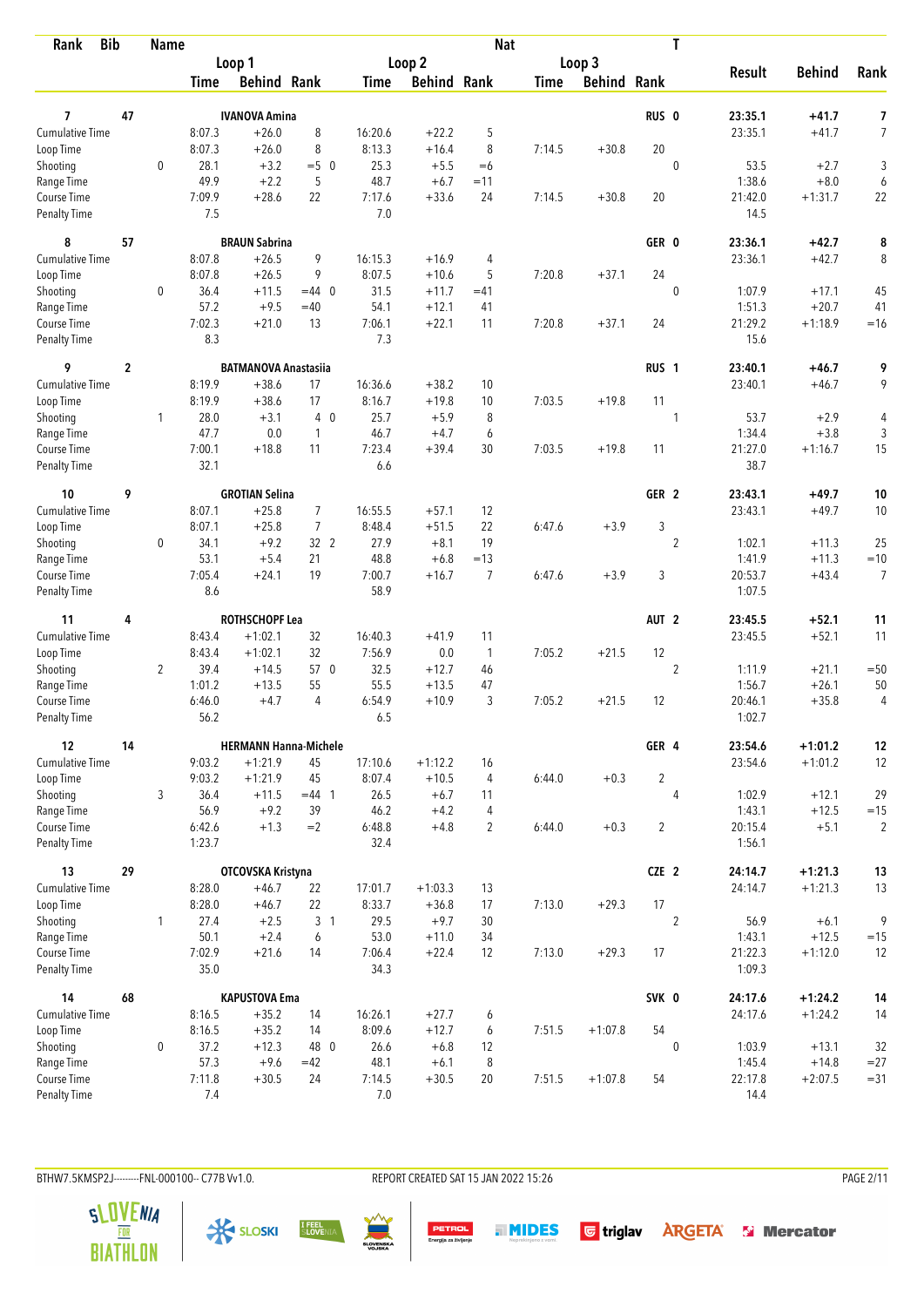| Rank | Bib | Name | | | | | | | Nat | | | T | | | |
|---|---|---|---|---|---|---|---|---|---|---|---|---|---|---|---|
| | | | Loop 1 | | | Loop 2 | | | Loop 3 | | | | Result | Behind | Rank |
| | | | Time | Behind | Rank | Time | Behind | Rank | Time | Behind | Rank | | | | |
| **7** | **47** | **IVANOVA Amina** | | | | | | | | | RUS | 0 | **23:35.1** | **+41.7** | **7** |
| Cumulative Time | | | 8:07.3 | +26.0 | 8 | 16:20.6 | +22.2 | 5 | | | | | 23:35.1 | +41.7 | 7 |
| Loop Time | | | 8:07.3 | +26.0 | 8 | 8:13.3 | +16.4 | 8 | 7:14.5 | +30.8 | 20 | | | | |
| Shooting | | 0 | 28.1 | +3.2 | =5 0 | 25.3 | +5.5 | =6 | | | | 0 | 53.5 | +2.7 | 3 |
| Range Time | | | 49.9 | +2.2 | 5 | 48.7 | +6.7 | =11 | | | | | 1:38.6 | +8.0 | 6 |
| Course Time | | | 7:09.9 | +28.6 | 22 | 7:17.6 | +33.6 | 24 | 7:14.5 | +30.8 | 20 | | 21:42.0 | +1:31.7 | 22 |
| Penalty Time | | | 7.5 | | | 7.0 | | | | | | | 14.5 | | |
| **8** | **57** | **BRAUN Sabrina** | | | | | | | | | GER | 0 | **23:36.1** | **+42.7** | **8** |
| Cumulative Time | | | 8:07.8 | +26.5 | 9 | 16:15.3 | +16.9 | 4 | | | | | 23:36.1 | +42.7 | 8 |
| Loop Time | | | 8:07.8 | +26.5 | 9 | 8:07.5 | +10.6 | 5 | 7:20.8 | +37.1 | 24 | | | | |
| Shooting | | 0 | 36.4 | +11.5 | =44 0 | 31.5 | +11.7 | =41 | | | | 0 | 1:07.9 | +17.1 | 45 |
| Range Time | | | 57.2 | +9.5 | =40 | 54.1 | +12.1 | 41 | | | | | 1:51.3 | +20.7 | 41 |
| Course Time | | | 7:02.3 | +21.0 | 13 | 7:06.1 | +22.1 | 11 | 7:20.8 | +37.1 | 24 | | 21:29.2 | +1:18.9 | =16 |
| Penalty Time | | | 8.3 | | | 7.3 | | | | | | | 15.6 | | |
| **9** | **2** | **BATMANOVA Anastasiia** | | | | | | | | | RUS | 1 | **23:40.1** | **+46.7** | **9** |
| Cumulative Time | | | 8:19.9 | +38.6 | 17 | 16:36.6 | +38.2 | 10 | | | | | 23:40.1 | +46.7 | 9 |
| Loop Time | | | 8:19.9 | +38.6 | 17 | 8:16.7 | +19.8 | 10 | 7:03.5 | +19.8 | 11 | | | | |
| Shooting | | 1 | 28.0 | +3.1 | 4 0 | 25.7 | +5.9 | 8 | | | | 1 | 53.7 | +2.9 | 4 |
| Range Time | | | 47.7 | 0.0 | 1 | 46.7 | +4.7 | 6 | | | | | 1:34.4 | +3.8 | 3 |
| Course Time | | | 7:00.1 | +18.8 | 11 | 7:23.4 | +39.4 | 30 | 7:03.5 | +19.8 | 11 | | 21:27.0 | +1:16.7 | 15 |
| Penalty Time | | | 32.1 | | | 6.6 | | | | | | | 38.7 | | |
| **10** | **9** | **GROTIAN Selina** | | | | | | | | | GER | 2 | **23:43.1** | **+49.7** | **10** |
| Cumulative Time | | | 8:07.1 | +25.8 | 7 | 16:55.5 | +57.1 | 12 | | | | | 23:43.1 | +49.7 | 10 |
| Loop Time | | | 8:07.1 | +25.8 | 7 | 8:48.4 | +51.5 | 22 | 6:47.6 | +3.9 | 3 | | | | |
| Shooting | | 0 | 34.1 | +9.2 | 32 2 | 27.9 | +8.1 | 19 | | | | 2 | 1:02.1 | +11.3 | 25 |
| Range Time | | | 53.1 | +5.4 | 21 | 48.8 | +6.8 | =13 | | | | | 1:41.9 | +11.3 | =10 |
| Course Time | | | 7:05.4 | +24.1 | 19 | 7:00.7 | +16.7 | 7 | 6:47.6 | +3.9 | 3 | | 20:53.7 | +43.4 | 7 |
| Penalty Time | | | 8.6 | | | 58.9 | | | | | | | 1:07.5 | | |
| **11** | **4** | **ROTHSCHOPF Lea** | | | | | | | | | AUT | 2 | **23:45.5** | **+52.1** | **11** |
| Cumulative Time | | | 8:43.4 | +1:02.1 | 32 | 16:40.3 | +41.9 | 11 | | | | | 23:45.5 | +52.1 | 11 |
| Loop Time | | | 8:43.4 | +1:02.1 | 32 | 7:56.9 | 0.0 | 1 | 7:05.2 | +21.5 | 12 | | | | |
| Shooting | | 2 | 39.4 | +14.5 | 57 0 | 32.5 | +12.7 | 46 | | | | 2 | 1:11.9 | +21.1 | =50 |
| Range Time | | | 1:01.2 | +13.5 | 55 | 55.5 | +13.5 | 47 | | | | | 1:56.7 | +26.1 | 50 |
| Course Time | | | 6:46.0 | +4.7 | 4 | 6:54.9 | +10.9 | 3 | 7:05.2 | +21.5 | 12 | | 20:46.1 | +35.8 | 4 |
| Penalty Time | | | 56.2 | | | 6.5 | | | | | | | 1:02.7 | | |
| **12** | **14** | **HERMANN Hanna-Michele** | | | | | | | | | GER | 4 | **23:54.6** | **+1:01.2** | **12** |
| Cumulative Time | | | 9:03.2 | +1:21.9 | 45 | 17:10.6 | +1:12.2 | 16 | | | | | 23:54.6 | +1:01.2 | 12 |
| Loop Time | | | 9:03.2 | +1:21.9 | 45 | 8:07.4 | +10.5 | 4 | 6:44.0 | +0.3 | 2 | | | | |
| Shooting | | 3 | 36.4 | +11.5 | =44 1 | 26.5 | +6.7 | 11 | | | | 4 | 1:02.9 | +12.1 | 29 |
| Range Time | | | 56.9 | +9.2 | 39 | 46.2 | +4.2 | 4 | | | | | 1:43.1 | +12.5 | =15 |
| Course Time | | | 6:42.6 | +1.3 | =2 | 6:48.8 | +4.8 | 2 | 6:44.0 | +0.3 | 2 | | 20:15.4 | +5.1 | 2 |
| Penalty Time | | | 1:23.7 | | | 32.4 | | | | | | | 1:56.1 | | |
| **13** | **29** | **OTCOVSKA Kristyna** | | | | | | | | | CZE | 2 | **24:14.7** | **+1:21.3** | **13** |
| Cumulative Time | | | 8:28.0 | +46.7 | 22 | 17:01.7 | +1:03.3 | 13 | | | | | 24:14.7 | +1:21.3 | 13 |
| Loop Time | | | 8:28.0 | +46.7 | 22 | 8:33.7 | +36.8 | 17 | 7:13.0 | +29.3 | 17 | | | | |
| Shooting | | 1 | 27.4 | +2.5 | 3 1 | 29.5 | +9.7 | 30 | | | | 2 | 56.9 | +6.1 | 9 |
| Range Time | | | 50.1 | +2.4 | 6 | 53.0 | +11.0 | 34 | | | | | 1:43.1 | +12.5 | =15 |
| Course Time | | | 7:02.9 | +21.6 | 14 | 7:06.4 | +22.4 | 12 | 7:13.0 | +29.3 | 17 | | 21:22.3 | +1:12.0 | 12 |
| Penalty Time | | | 35.0 | | | 34.3 | | | | | | | 1:09.3 | | |
| **14** | **68** | **KAPUSTOVA Ema** | | | | | | | | | SVK | 0 | **24:17.6** | **+1:24.2** | **14** |
| Cumulative Time | | | 8:16.5 | +35.2 | 14 | 16:26.1 | +27.7 | 6 | | | | | 24:17.6 | +1:24.2 | 14 |
| Loop Time | | | 8:16.5 | +35.2 | 14 | 8:09.6 | +12.7 | 6 | 7:51.5 | +1:07.8 | 54 | | | | |
| Shooting | | 0 | 37.2 | +12.3 | 48 0 | 26.6 | +6.8 | 12 | | | | 0 | 1:03.9 | +13.1 | 32 |
| Range Time | | | 57.3 | +9.6 | =42 | 48.1 | +6.1 | 8 | | | | | 1:45.4 | +14.8 | =27 |
| Course Time | | | 7:11.8 | +30.5 | 24 | 7:14.5 | +30.5 | 20 | 7:51.5 | +1:07.8 | 54 | | 22:17.8 | +2:07.5 | =31 |
| Penalty Time | | | 7.4 | | | 7.0 | | | | | | | 14.4 | | |

BTHW7.5KMSP2J---------FNL-000100-- C77B Vv1.0. REPORT CREATED SAT 15 JAN 2022 15:26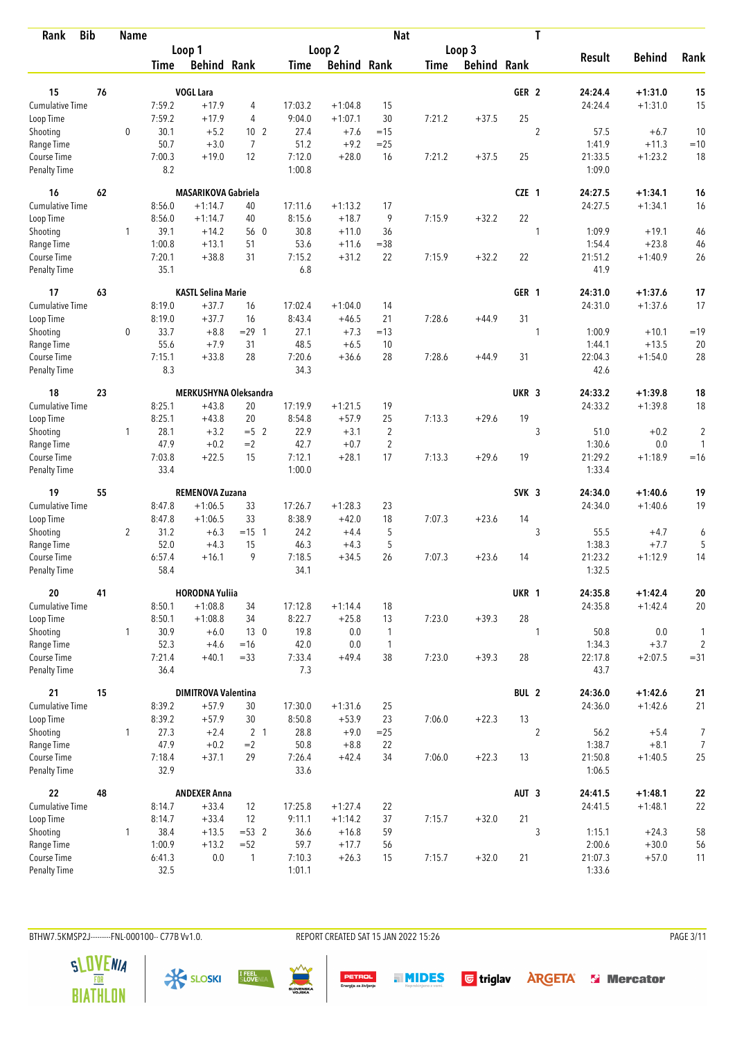| Rank | Bib | Name | | | | | | | Nat | | | T | | | |
|---|---|---|---|---|---|---|---|---|---|---|---|---|---|---|---|
| | | | Loop 1 | | | Loop 2 | | | Loop 3 | | | | Result | Behind | Rank |
| | | | Time | Behind | Rank | Time | Behind | Rank | Time | Behind | Rank | | | | |
| **15** | **76** | **VOGL Lara** | | | | | | | | | | **GER 2** | **24:24.4** | **+1:31.0** | **15** |
| Cumulative Time | | | 7:59.2 | +17.9 | 4 | 17:03.2 | +1:04.8 | 15 | | | | | 24:24.4 | +1:31.0 | 15 |
| Loop Time | | | 7:59.2 | +17.9 | 4 | 9:04.0 | +1:07.1 | 30 | 7:21.2 | +37.5 | 25 | | | | |
| Shooting | | 0 | 30.1 | +5.2 | 10 2 | 27.4 | +7.6 | =15 | | | | 2 | 57.5 | +6.7 | 10 |
| Range Time | | | 50.7 | +3.0 | 7 | 51.2 | +9.2 | =25 | | | | | 1:41.9 | +11.3 | =10 |
| Course Time | | | 7:00.3 | +19.0 | 12 | 7:12.0 | +28.0 | 16 | 7:21.2 | +37.5 | 25 | | 21:33.5 | +1:23.2 | 18 |
| Penalty Time | | | 8.2 | | | 1:00.8 | | | | | | | 1:09.0 | | |
| **16** | **62** | **MASARIKOVA Gabriela** | | | | | | | | | | **CZE 1** | **24:27.5** | **+1:34.1** | **16** |
| Cumulative Time | | | 8:56.0 | +1:14.7 | 40 | 17:11.6 | +1:13.2 | 17 | | | | | 24:27.5 | +1:34.1 | 16 |
| Loop Time | | | 8:56.0 | +1:14.7 | 40 | 8:15.6 | +18.7 | 9 | 7:15.9 | +32.2 | 22 | | | | |
| Shooting | | 1 | 39.1 | +14.2 | 56 0 | 30.8 | +11.0 | 36 | | | | 1 | 1:09.9 | +19.1 | 46 |
| Range Time | | | 1:00.8 | +13.1 | 51 | 53.6 | +11.6 | =38 | | | | | 1:54.4 | +23.8 | 46 |
| Course Time | | | 7:20.1 | +38.8 | 31 | 7:15.2 | +31.2 | 22 | 7:15.9 | +32.2 | 22 | | 21:51.2 | +1:40.9 | 26 |
| Penalty Time | | | 35.1 | | | 6.8 | | | | | | | 41.9 | | |
| **17** | **63** | **KASTL Selina Marie** | | | | | | | | | | **GER 1** | **24:31.0** | **+1:37.6** | **17** |
| Cumulative Time | | | 8:19.0 | +37.7 | 16 | 17:02.4 | +1:04.0 | 14 | | | | | 24:31.0 | +1:37.6 | 17 |
| Loop Time | | | 8:19.0 | +37.7 | 16 | 8:43.4 | +46.5 | 21 | 7:28.6 | +44.9 | 31 | | | | |
| Shooting | | 0 | 33.7 | +8.8 | =29 1 | 27.1 | +7.3 | =13 | | | | 1 | 1:00.9 | +10.1 | =19 |
| Range Time | | | 55.6 | +7.9 | 31 | 48.5 | +6.5 | 10 | | | | | 1:44.1 | +13.5 | 20 |
| Course Time | | | 7:15.1 | +33.8 | 28 | 7:20.6 | +36.6 | 28 | 7:28.6 | +44.9 | 31 | | 22:04.3 | +1:54.0 | 28 |
| Penalty Time | | | 8.3 | | | 34.3 | | | | | | | 42.6 | | |
| **18** | **23** | **MERKUSHYNA Oleksandra** | | | | | | | | | | **UKR 3** | **24:33.2** | **+1:39.8** | **18** |
| Cumulative Time | | | 8:25.1 | +43.8 | 20 | 17:19.9 | +1:21.5 | 19 | | | | | 24:33.2 | +1:39.8 | 18 |
| Loop Time | | | 8:25.1 | +43.8 | 20 | 8:54.8 | +57.9 | 25 | 7:13.3 | +29.6 | 19 | | | | |
| Shooting | | 1 | 28.1 | +3.2 | =5 2 | 22.9 | +3.1 | 2 | | | | 3 | 51.0 | +0.2 | 2 |
| Range Time | | | 47.9 | +0.2 | =2 | 42.7 | +0.7 | 2 | | | | | 1:30.6 | 0.0 | 1 |
| Course Time | | | 7:03.8 | +22.5 | 15 | 7:12.1 | +28.1 | 17 | 7:13.3 | +29.6 | 19 | | 21:29.2 | +1:18.9 | =16 |
| Penalty Time | | | 33.4 | | | 1:00.0 | | | | | | | 1:33.4 | | |
| **19** | **55** | **REMENOVA Zuzana** | | | | | | | | | | **SVK 3** | **24:34.0** | **+1:40.6** | **19** |
| Cumulative Time | | | 8:47.8 | +1:06.5 | 33 | 17:26.7 | +1:28.3 | 23 | | | | | 24:34.0 | +1:40.6 | 19 |
| Loop Time | | | 8:47.8 | +1:06.5 | 33 | 8:38.9 | +42.0 | 18 | 7:07.3 | +23.6 | 14 | | | | |
| Shooting | | 2 | 31.2 | +6.3 | =15 1 | 24.2 | +4.4 | 5 | | | | 3 | 55.5 | +4.7 | 6 |
| Range Time | | | 52.0 | +4.3 | 15 | 46.3 | +4.3 | 5 | | | | | 1:38.3 | +7.7 | 5 |
| Course Time | | | 6:57.4 | +16.1 | 9 | 7:18.5 | +34.5 | 26 | 7:07.3 | +23.6 | 14 | | 21:23.2 | +1:12.9 | 14 |
| Penalty Time | | | 58.4 | | | 34.1 | | | | | | | 1:32.5 | | |
| **20** | **41** | **HORODNA Yuliia** | | | | | | | | | | **UKR 1** | **24:35.8** | **+1:42.4** | **20** |
| Cumulative Time | | | 8:50.1 | +1:08.8 | 34 | 17:12.8 | +1:14.4 | 18 | | | | | 24:35.8 | +1:42.4 | 20 |
| Loop Time | | | 8:50.1 | +1:08.8 | 34 | 8:22.7 | +25.8 | 13 | 7:23.0 | +39.3 | 28 | | | | |
| Shooting | | 1 | 30.9 | +6.0 | 13 0 | 19.8 | 0.0 | 1 | | | | 1 | 50.8 | 0.0 | 1 |
| Range Time | | | 52.3 | +4.6 | =16 | 42.0 | 0.0 | 1 | | | | | 1:34.3 | +3.7 | 2 |
| Course Time | | | 7:21.4 | +40.1 | =33 | 7:33.4 | +49.4 | 38 | 7:23.0 | +39.3 | 28 | | 22:17.8 | +2:07.5 | =31 |
| Penalty Time | | | 36.4 | | | 7.3 | | | | | | | 43.7 | | |
| **21** | **15** | **DIMITROVA Valentina** | | | | | | | | | | **BUL 2** | **24:36.0** | **+1:42.6** | **21** |
| Cumulative Time | | | 8:39.2 | +57.9 | 30 | 17:30.0 | +1:31.6 | 25 | | | | | 24:36.0 | +1:42.6 | 21 |
| Loop Time | | | 8:39.2 | +57.9 | 30 | 8:50.8 | +53.9 | 23 | 7:06.0 | +22.3 | 13 | | | | |
| Shooting | | 1 | 27.3 | +2.4 | 2 1 | 28.8 | +9.0 | =25 | | | | 2 | 56.2 | +5.4 | 7 |
| Range Time | | | 47.9 | +0.2 | =2 | 50.8 | +8.8 | 22 | | | | | 1:38.7 | +8.1 | 7 |
| Course Time | | | 7:18.4 | +37.1 | 29 | 7:26.4 | +42.4 | 34 | 7:06.0 | +22.3 | 13 | | 21:50.8 | +1:40.5 | 25 |
| Penalty Time | | | 32.9 | | | 33.6 | | | | | | | 1:06.5 | | |
| **22** | **48** | **ANDEXER Anna** | | | | | | | | | | **AUT 3** | **24:41.5** | **+1:48.1** | **22** |
| Cumulative Time | | | 8:14.7 | +33.4 | 12 | 17:25.8 | +1:27.4 | 22 | | | | | 24:41.5 | +1:48.1 | 22 |
| Loop Time | | | 8:14.7 | +33.4 | 12 | 9:11.1 | +1:14.2 | 37 | 7:15.7 | +32.0 | 21 | | | | |
| Shooting | | 1 | 38.4 | +13.5 | =53 2 | 36.6 | +16.8 | 59 | | | | 3 | 1:15.1 | +24.3 | 58 |
| Range Time | | | 1:00.9 | +13.2 | =52 | 59.7 | +17.7 | 56 | | | | | 2:00.6 | +30.0 | 56 |
| Course Time | | | 6:41.3 | 0.0 | 1 | 7:10.3 | +26.3 | 15 | 7:15.7 | +32.0 | 21 | | 21:07.3 | +57.0 | 11 |
| Penalty Time | | | 32.5 | | | 1:01.1 | | | | | | | 1:33.6 | | |

BTHW7.5KMSP2J---------FNL-000100-- C77B Vv1.0. REPORT CREATED SAT 15 JAN 2022 15:26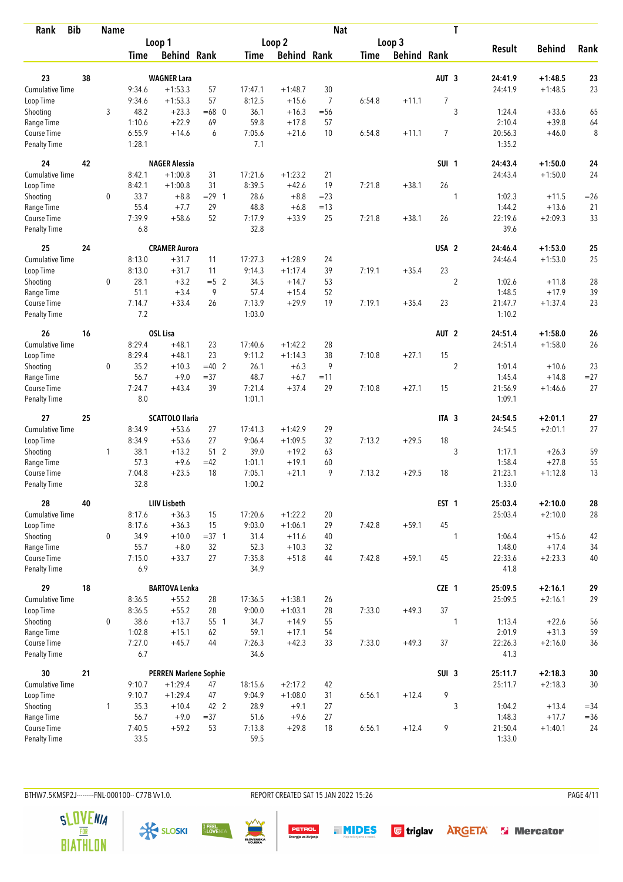| Rank | Bib | Name | | Loop 1 | | | Loop 2 | | | Loop 3 | | | Nat | T | Result | Behind | Rank |
|---|---|---|---|---|---|---|---|---|---|---|---|---|---|---|---|---|---|
| | | | | Time | Behind | Rank | Time | Behind | Rank | Time | Behind | Rank | | | | | |
| 23 | 38 | WAGNER Lara | | | | | | | | | | | AUT | 3 | 24:41.9 | +1:48.5 | 23 |
| Cumulative Time | | | | 9:34.6 | +1:53.3 | 57 | 17:47.1 | +1:48.7 | 30 | | | | | | 24:41.9 | +1:48.5 | 23 |
| Loop Time | | | | 9:34.6 | +1:53.3 | 57 | 8:12.5 | +15.6 | 7 | 6:54.8 | +11.1 | 7 | | | | | |
| Shooting | | | 3 | 48.2 | +23.3 | =68 0 | 36.1 | +16.3 | =56 | | | | | 3 | 1:24.4 | +33.6 | 65 |
| Range Time | | | | 1:10.6 | +22.9 | 69 | 59.8 | +17.8 | 57 | | | | | | 2:10.4 | +39.8 | 64 |
| Course Time | | | | 6:55.9 | +14.6 | 6 | 7:05.6 | +21.6 | 10 | 6:54.8 | +11.1 | 7 | | | 20:56.3 | +46.0 | 8 |
| Penalty Time | | | | 1:28.1 | | | 7.1 | | | | | | | | 1:35.2 | | |
| 24 | 42 | NAGER Alessia | | | | | | | | | | | SUI | 1 | 24:43.4 | +1:50.0 | 24 |
| Cumulative Time | | | | 8:42.1 | +1:00.8 | 31 | 17:21.6 | +1:23.2 | 21 | | | | | | 24:43.4 | +1:50.0 | 24 |
| Loop Time | | | | 8:42.1 | +1:00.8 | 31 | 8:39.5 | +42.6 | 19 | 7:21.8 | +38.1 | 26 | | | | | |
| Shooting | | | 0 | 33.7 | +8.8 | =29 1 | 28.6 | +8.8 | =23 | | | | | 1 | 1:02.3 | +11.5 | =26 |
| Range Time | | | | 55.4 | +7.7 | 29 | 48.8 | +6.8 | =13 | | | | | | 1:44.2 | +13.6 | 21 |
| Course Time | | | | 7:39.9 | +58.6 | 52 | 7:17.9 | +33.9 | 25 | 7:21.8 | +38.1 | 26 | | | 22:19.6 | +2:09.3 | 33 |
| Penalty Time | | | | 6.8 | | | 32.8 | | | | | | | | 39.6 | | |
| 25 | 24 | CRAMER Aurora | | | | | | | | | | | USA | 2 | 24:46.4 | +1:53.0 | 25 |
| Cumulative Time | | | | 8:13.0 | +31.7 | 11 | 17:27.3 | +1:28.9 | 24 | | | | | | 24:46.4 | +1:53.0 | 25 |
| Loop Time | | | | 8:13.0 | +31.7 | 11 | 9:14.3 | +1:17.4 | 39 | 7:19.1 | +35.4 | 23 | | | | | |
| Shooting | | | 0 | 28.1 | +3.2 | =5 2 | 34.5 | +14.7 | 53 | | | | | 2 | 1:02.6 | +11.8 | 28 |
| Range Time | | | | 51.1 | +3.4 | 9 | 57.4 | +15.4 | 52 | | | | | | 1:48.5 | +17.9 | 39 |
| Course Time | | | | 7:14.7 | +33.4 | 26 | 7:13.9 | +29.9 | 19 | 7:19.1 | +35.4 | 23 | | | 21:47.7 | +1:37.4 | 23 |
| Penalty Time | | | | 7.2 | | | 1:03.0 | | | | | | | | 1:10.2 | | |
| 26 | 16 | OSL Lisa | | | | | | | | | | | AUT | 2 | 24:51.4 | +1:58.0 | 26 |
| Cumulative Time | | | | 8:29.4 | +48.1 | 23 | 17:40.6 | +1:42.2 | 28 | | | | | | 24:51.4 | +1:58.0 | 26 |
| Loop Time | | | | 8:29.4 | +48.1 | 23 | 9:11.2 | +1:14.3 | 38 | 7:10.8 | +27.1 | 15 | | | | | |
| Shooting | | | 0 | 35.2 | +10.3 | =40 2 | 26.1 | +6.3 | 9 | | | | | 2 | 1:01.4 | +10.6 | 23 |
| Range Time | | | | 56.7 | +9.0 | =37 | 48.7 | +6.7 | =11 | | | | | | 1:45.4 | +14.8 | =27 |
| Course Time | | | | 7:24.7 | +43.4 | 39 | 7:21.4 | +37.4 | 29 | 7:10.8 | +27.1 | 15 | | | 21:56.9 | +1:46.6 | 27 |
| Penalty Time | | | | 8.0 | | | 1:01.1 | | | | | | | | 1:09.1 | | |
| 27 | 25 | SCATTOLO Ilaria | | | | | | | | | | | ITA | 3 | 24:54.5 | +2:01.1 | 27 |
| Cumulative Time | | | | 8:34.9 | +53.6 | 27 | 17:41.3 | +1:42.9 | 29 | | | | | | 24:54.5 | +2:01.1 | 27 |
| Loop Time | | | | 8:34.9 | +53.6 | 27 | 9:06.4 | +1:09.5 | 32 | 7:13.2 | +29.5 | 18 | | | | | |
| Shooting | | | 1 | 38.1 | +13.2 | 51 2 | 39.0 | +19.2 | 63 | | | | | 3 | 1:17.1 | +26.3 | 59 |
| Range Time | | | | 57.3 | +9.6 | =42 | 1:01.1 | +19.1 | 60 | | | | | | 1:58.4 | +27.8 | 55 |
| Course Time | | | | 7:04.8 | +23.5 | 18 | 7:05.1 | +21.1 | 9 | 7:13.2 | +29.5 | 18 | | | 21:23.1 | +1:12.8 | 13 |
| Penalty Time | | | | 32.8 | | | 1:00.2 | | | | | | | | 1:33.0 | | |
| 28 | 40 | LIIV Lisbeth | | | | | | | | | | | EST | 1 | 25:03.4 | +2:10.0 | 28 |
| Cumulative Time | | | | 8:17.6 | +36.3 | 15 | 17:20.6 | +1:22.2 | 20 | | | | | | 25:03.4 | +2:10.0 | 28 |
| Loop Time | | | | 8:17.6 | +36.3 | 15 | 9:03.0 | +1:06.1 | 29 | 7:42.8 | +59.1 | 45 | | | | | |
| Shooting | | | 0 | 34.9 | +10.0 | =37 1 | 31.4 | +11.6 | 40 | | | | | 1 | 1:06.4 | +15.6 | 42 |
| Range Time | | | | 55.7 | +8.0 | 32 | 52.3 | +10.3 | 32 | | | | | | 1:48.0 | +17.4 | 34 |
| Course Time | | | | 7:15.0 | +33.7 | 27 | 7:35.8 | +51.8 | 44 | 7:42.8 | +59.1 | 45 | | | 22:33.6 | +2:23.3 | 40 |
| Penalty Time | | | | 6.9 | | | 34.9 | | | | | | | | 41.8 | | |
| 29 | 18 | BARTOVA Lenka | | | | | | | | | | | CZE | 1 | 25:09.5 | +2:16.1 | 29 |
| Cumulative Time | | | | 8:36.5 | +55.2 | 28 | 17:36.5 | +1:38.1 | 26 | | | | | | 25:09.5 | +2:16.1 | 29 |
| Loop Time | | | | 8:36.5 | +55.2 | 28 | 9:00.0 | +1:03.1 | 28 | 7:33.0 | +49.3 | 37 | | | | | |
| Shooting | | | 0 | 38.6 | +13.7 | 55 1 | 34.7 | +14.9 | 55 | | | | | 1 | 1:13.4 | +22.6 | 56 |
| Range Time | | | | 1:02.8 | +15.1 | 62 | 59.1 | +17.1 | 54 | | | | | | 2:01.9 | +31.3 | 59 |
| Course Time | | | | 7:27.0 | +45.7 | 44 | 7:26.3 | +42.3 | 33 | 7:33.0 | +49.3 | 37 | | | 22:26.3 | +2:16.0 | 36 |
| Penalty Time | | | | 6.7 | | | 34.6 | | | | | | | | 41.3 | | |
| 30 | 21 | PERREN Marlene Sophie | | | | | | | | | | | SUI | 3 | 25:11.7 | +2:18.3 | 30 |
| Cumulative Time | | | | 9:10.7 | +1:29.4 | 47 | 18:15.6 | +2:17.2 | 42 | | | | | | 25:11.7 | +2:18.3 | 30 |
| Loop Time | | | | 9:10.7 | +1:29.4 | 47 | 9:04.9 | +1:08.0 | 31 | 6:56.1 | +12.4 | 9 | | | | | |
| Shooting | | | 1 | 35.3 | +10.4 | 42 2 | 28.9 | +9.1 | 27 | | | | | 3 | 1:04.2 | +13.4 | =34 |
| Range Time | | | | 56.7 | +9.0 | =37 | 51.6 | +9.6 | 27 | | | | | | 1:48.3 | +17.7 | =36 |
| Course Time | | | | 7:40.5 | +59.2 | 53 | 7:13.8 | +29.8 | 18 | 6:56.1 | +12.4 | 9 | | | 21:50.4 | +1:40.1 | 24 |
| Penalty Time | | | | 33.5 | | | 59.5 | | | | | | | | 1:33.0 | | |

BTHW7.5KMSP2J---------FNL-000100-- C77B Vv1.0.    REPORT CREATED SAT 15 JAN 2022 15:26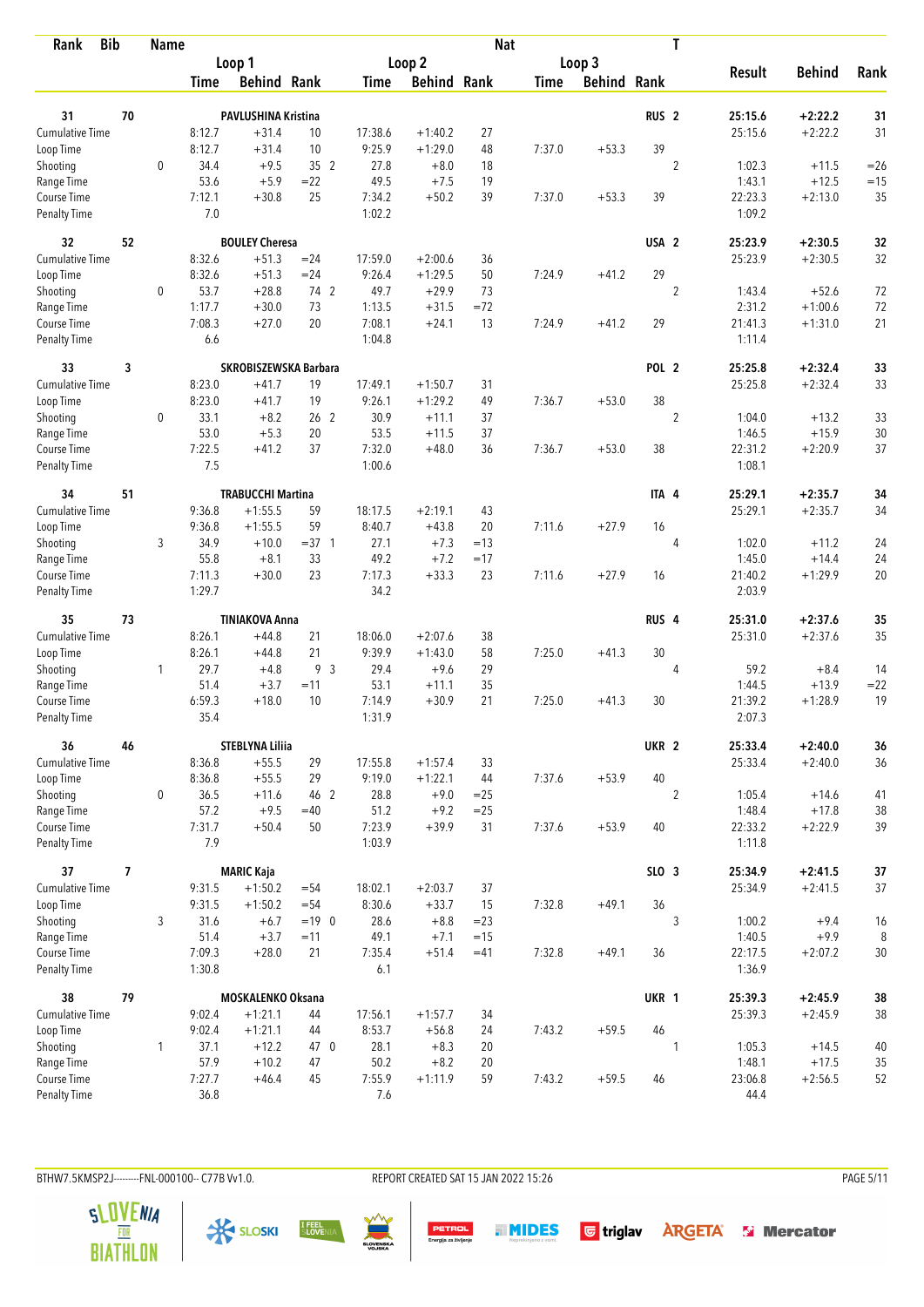| Rank | Bib | Name | | | | | | | Nat | | | T | | | |
|---|---|---|---|---|---|---|---|---|---|---|---|---|---|---|---|
| | | | Loop 1 | | | Loop 2 | | | Loop 3 | | | | Result | Behind | Rank |
| | | | Time | Behind | Rank | Time | Behind | Rank | Time | Behind | Rank | | | | |
| 31 | 70 | PAVLUSHINA Kristina | | | | | | | | | | RUS 2 | 25:15.6 | +2:22.2 | 31 |
| Cumulative Time | | | 8:12.7 | +31.4 | 10 | 17:38.6 | +1:40.2 | 27 | | | | | 25:15.6 | +2:22.2 | 31 |
| Loop Time | | | 8:12.7 | +31.4 | 10 | 9:25.9 | +1:29.0 | 48 | 7:37.0 | +53.3 | 39 | | | | |
| Shooting | | 0 | 34.4 | +9.5 | 35 2 | 27.8 | +8.0 | 18 | | | | 2 | 1:02.3 | +11.5 | =26 |
| Range Time | | | 53.6 | +5.9 | =22 | 49.5 | +7.5 | 19 | | | | | 1:43.1 | +12.5 | =15 |
| Course Time | | | 7:12.1 | +30.8 | 25 | 7:34.2 | +50.2 | 39 | 7:37.0 | +53.3 | 39 | | 22:23.3 | +2:13.0 | 35 |
| Penalty Time | | | 7.0 | | | 1:02.2 | | | | | | | 1:09.2 | | |
| 32 | 52 | BOULEY Cheresa | | | | | | | | | | USA 2 | 25:23.9 | +2:30.5 | 32 |
| Cumulative Time | | | 8:32.6 | +51.3 | =24 | 17:59.0 | +2:00.6 | 36 | | | | | 25:23.9 | +2:30.5 | 32 |
| Loop Time | | | 8:32.6 | +51.3 | =24 | 9:26.4 | +1:29.5 | 50 | 7:24.9 | +41.2 | 29 | | | | |
| Shooting | | 0 | 53.7 | +28.8 | 74 2 | 49.7 | +29.9 | 73 | | | | 2 | 1:43.4 | +52.6 | 72 |
| Range Time | | | 1:17.7 | +30.0 | 73 | 1:13.5 | +31.5 | =72 | | | | | 2:31.2 | +1:00.6 | 72 |
| Course Time | | | 7:08.3 | +27.0 | 20 | 7:08.1 | +24.1 | 13 | 7:24.9 | +41.2 | 29 | | 21:41.3 | +1:31.0 | 21 |
| Penalty Time | | | 6.6 | | | 1:04.8 | | | | | | | 1:11.4 | | |
| 33 | 3 | SKROBISZEWSKA Barbara | | | | | | | | | | POL 2 | 25:25.8 | +2:32.4 | 33 |
| Cumulative Time | | | 8:23.0 | +41.7 | 19 | 17:49.1 | +1:50.7 | 31 | | | | | 25:25.8 | +2:32.4 | 33 |
| Loop Time | | | 8:23.0 | +41.7 | 19 | 9:26.1 | +1:29.2 | 49 | 7:36.7 | +53.0 | 38 | | | | |
| Shooting | | 0 | 33.1 | +8.2 | 26 2 | 30.9 | +11.1 | 37 | | | | 2 | 1:04.0 | +13.2 | 33 |
| Range Time | | | 53.0 | +5.3 | 20 | 53.5 | +11.5 | 37 | | | | | 1:46.5 | +15.9 | 30 |
| Course Time | | | 7:22.5 | +41.2 | 37 | 7:32.0 | +48.0 | 36 | 7:36.7 | +53.0 | 38 | | 22:31.2 | +2:20.9 | 37 |
| Penalty Time | | | 7.5 | | | 1:00.6 | | | | | | | 1:08.1 | | |
| 34 | 51 | TRABUCCHI Martina | | | | | | | | | | ITA 4 | 25:29.1 | +2:35.7 | 34 |
| Cumulative Time | | | 9:36.8 | +1:55.5 | 59 | 18:17.5 | +2:19.1 | 43 | | | | | 25:29.1 | +2:35.7 | 34 |
| Loop Time | | | 9:36.8 | +1:55.5 | 59 | 8:40.7 | +43.8 | 20 | 7:11.6 | +27.9 | 16 | | | | |
| Shooting | | 3 | 34.9 | +10.0 | =37 1 | 27.1 | +7.3 | =13 | | | | 4 | 1:02.0 | +11.2 | 24 |
| Range Time | | | 55.8 | +8.1 | 33 | 49.2 | +7.2 | =17 | | | | | 1:45.0 | +14.4 | 24 |
| Course Time | | | 7:11.3 | +30.0 | 23 | 7:17.3 | +33.3 | 23 | 7:11.6 | +27.9 | 16 | | 21:40.2 | +1:29.9 | 20 |
| Penalty Time | | | 1:29.7 | | | 34.2 | | | | | | | 2:03.9 | | |
| 35 | 73 | TINIAKOVA Anna | | | | | | | | | | RUS 4 | 25:31.0 | +2:37.6 | 35 |
| Cumulative Time | | | 8:26.1 | +44.8 | 21 | 18:06.0 | +2:07.6 | 38 | | | | | 25:31.0 | +2:37.6 | 35 |
| Loop Time | | | 8:26.1 | +44.8 | 21 | 9:39.9 | +1:43.0 | 58 | 7:25.0 | +41.3 | 30 | | | | |
| Shooting | | 1 | 29.7 | +4.8 | 9 3 | 29.4 | +9.6 | 29 | | | | 4 | 59.2 | +8.4 | 14 |
| Range Time | | | 51.4 | +3.7 | =11 | 53.1 | +11.1 | 35 | | | | | 1:44.5 | +13.9 | =22 |
| Course Time | | | 6:59.3 | +18.0 | 10 | 7:14.9 | +30.9 | 21 | 7:25.0 | +41.3 | 30 | | 21:39.2 | +1:28.9 | 19 |
| Penalty Time | | | 35.4 | | | 1:31.9 | | | | | | | 2:07.3 | | |
| 36 | 46 | STEBLYNA Liliia | | | | | | | | | | UKR 2 | 25:33.4 | +2:40.0 | 36 |
| Cumulative Time | | | 8:36.8 | +55.5 | 29 | 17:55.8 | +1:57.4 | 33 | | | | | 25:33.4 | +2:40.0 | 36 |
| Loop Time | | | 8:36.8 | +55.5 | 29 | 9:19.0 | +1:22.1 | 44 | 7:37.6 | +53.9 | 40 | | | | |
| Shooting | | 0 | 36.5 | +11.6 | 46 2 | 28.8 | +9.0 | =25 | | | | 2 | 1:05.4 | +14.6 | 41 |
| Range Time | | | 57.2 | +9.5 | =40 | 51.2 | +9.2 | =25 | | | | | 1:48.4 | +17.8 | 38 |
| Course Time | | | 7:31.7 | +50.4 | 50 | 7:23.9 | +39.9 | 31 | 7:37.6 | +53.9 | 40 | | 22:33.2 | +2:22.9 | 39 |
| Penalty Time | | | 7.9 | | | 1:03.9 | | | | | | | 1:11.8 | | |
| 37 | 7 | MARIC Kaja | | | | | | | | | | SLO 3 | 25:34.9 | +2:41.5 | 37 |
| Cumulative Time | | | 9:31.5 | +1:50.2 | =54 | 18:02.1 | +2:03.7 | 37 | | | | | 25:34.9 | +2:41.5 | 37 |
| Loop Time | | | 9:31.5 | +1:50.2 | =54 | 8:30.6 | +33.7 | 15 | 7:32.8 | +49.1 | 36 | | | | |
| Shooting | | 3 | 31.6 | +6.7 | =19 0 | 28.6 | +8.8 | =23 | | | | 3 | 1:00.2 | +9.4 | 16 |
| Range Time | | | 51.4 | +3.7 | =11 | 49.1 | +7.1 | =15 | | | | | 1:40.5 | +9.9 | 8 |
| Course Time | | | 7:09.3 | +28.0 | 21 | 7:35.4 | +51.4 | =41 | 7:32.8 | +49.1 | 36 | | 22:17.5 | +2:07.2 | 30 |
| Penalty Time | | | 1:30.8 | | | 6.1 | | | | | | | 1:36.9 | | |
| 38 | 79 | MOSKALENKO Oksana | | | | | | | | | | UKR 1 | 25:39.3 | +2:45.9 | 38 |
| Cumulative Time | | | 9:02.4 | +1:21.1 | 44 | 17:56.1 | +1:57.7 | 34 | | | | | 25:39.3 | +2:45.9 | 38 |
| Loop Time | | | 9:02.4 | +1:21.1 | 44 | 8:53.7 | +56.8 | 24 | 7:43.2 | +59.5 | 46 | | | | |
| Shooting | | 1 | 37.1 | +12.2 | 47 0 | 28.1 | +8.3 | 20 | | | | 1 | 1:05.3 | +14.5 | 40 |
| Range Time | | | 57.9 | +10.2 | 47 | 50.2 | +8.2 | 20 | | | | | 1:48.1 | +17.5 | 35 |
| Course Time | | | 7:27.7 | +46.4 | 45 | 7:55.9 | +1:11.9 | 59 | 7:43.2 | +59.5 | 46 | | 23:06.8 | +2:56.5 | 52 |
| Penalty Time | | | 36.8 | | | 7.6 | | | | | | | 44.4 | | |

BTHW7.5KMSP2J---------FNL-000100-- C77B Vv1.0. REPORT CREATED SAT 15 JAN 2022 15:26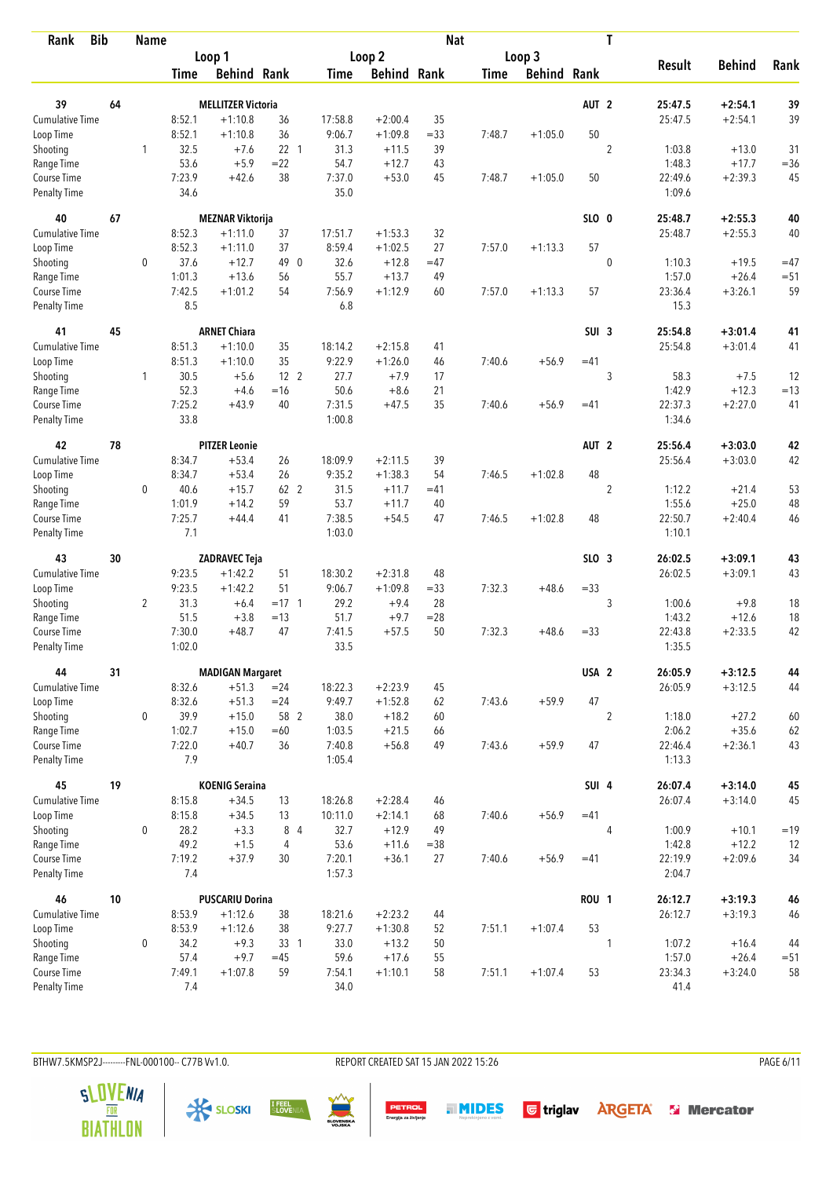| Rank | Bib | Name | | Loop 1 | | | Loop 2 | | | Nat Loop 3 | | | T | Result | Behind | Rank |
|---|---|---|---|---|---|---|---|---|---|---|---|---|---|---|---|---|
| | | | | Time | Behind | Rank | Time | Behind | Rank | Time | Behind | Rank | | | | |
| 39 | 64 | MELLITZER Victoria | | | | | | | | | | AUT | 2 | 25:47.5 | +2:54.1 | 39 |
| Cumulative Time | | | | 8:52.1 | +1:10.8 | 36 | 17:58.8 | +2:00.4 | 35 | | | | | 25:47.5 | +2:54.1 | 39 |
| Loop Time | | | | 8:52.1 | +1:10.8 | 36 | 9:06.7 | +1:09.8 | =33 | 7:48.7 | +1:05.0 | 50 | | | | |
| Shooting | | | 1 | 32.5 | +7.6 | 22 1 | 31.3 | +11.5 | 39 | | | | 2 | 1:03.8 | +13.0 | 31 |
| Range Time | | | | 53.6 | +5.9 | =22 | 54.7 | +12.7 | 43 | | | | | 1:48.3 | +17.7 | =36 |
| Course Time | | | | 7:23.9 | +42.6 | 38 | 7:37.0 | +53.0 | 45 | 7:48.7 | +1:05.0 | 50 | | 22:49.6 | +2:39.3 | 45 |
| Penalty Time | | | | 34.6 | | | 35.0 | | | | | | | 1:09.6 | | |
| 40 | 67 | MEZNAR Viktorija | | | | | | | | | | SLO | 0 | 25:48.7 | +2:55.3 | 40 |
| Cumulative Time | | | | 8:52.3 | +1:11.0 | 37 | 17:51.7 | +1:53.3 | 32 | | | | | 25:48.7 | +2:55.3 | 40 |
| Loop Time | | | | 8:52.3 | +1:11.0 | 37 | 8:59.4 | +1:02.5 | 27 | 7:57.0 | +1:13.3 | 57 | | | | |
| Shooting | | | 0 | 37.6 | +12.7 | 49 0 | 32.6 | +12.8 | =47 | | | | 0 | 1:10.3 | +19.5 | =47 |
| Range Time | | | | 1:01.3 | +13.6 | 56 | 55.7 | +13.7 | 49 | | | | | 1:57.0 | +26.4 | =51 |
| Course Time | | | | 7:42.5 | +1:01.2 | 54 | 7:56.9 | +1:12.9 | 60 | 7:57.0 | +1:13.3 | 57 | | 23:36.4 | +3:26.1 | 59 |
| Penalty Time | | | | 8.5 | | | 6.8 | | | | | | | 15.3 | | |
| 41 | 45 | ARNET Chiara | | | | | | | | | | SUI | 3 | 25:54.8 | +3:01.4 | 41 |
| Cumulative Time | | | | 8:51.3 | +1:10.0 | 35 | 18:14.2 | +2:15.8 | 41 | | | | | 25:54.8 | +3:01.4 | 41 |
| Loop Time | | | | 8:51.3 | +1:10.0 | 35 | 9:22.9 | +1:26.0 | 46 | 7:40.6 | +56.9 | =41 | | | | |
| Shooting | | | 1 | 30.5 | +5.6 | 12 2 | 27.7 | +7.9 | 17 | | | | 3 | 58.3 | +7.5 | 12 |
| Range Time | | | | 52.3 | +4.6 | =16 | 50.6 | +8.6 | 21 | | | | | 1:42.9 | +12.3 | =13 |
| Course Time | | | | 7:25.2 | +43.9 | 40 | 7:31.5 | +47.5 | 35 | 7:40.6 | +56.9 | =41 | | 22:37.3 | +2:27.0 | 41 |
| Penalty Time | | | | 33.8 | | | 1:00.8 | | | | | | | 1:34.6 | | |
| 42 | 78 | PITZER Leonie | | | | | | | | | | AUT | 2 | 25:56.4 | +3:03.0 | 42 |
| Cumulative Time | | | | 8:34.7 | +53.4 | 26 | 18:09.9 | +2:11.5 | 39 | | | | | 25:56.4 | +3:03.0 | 42 |
| Loop Time | | | | 8:34.7 | +53.4 | 26 | 9:35.2 | +1:38.3 | 54 | 7:46.5 | +1:02.8 | 48 | | | | |
| Shooting | | | 0 | 40.6 | +15.7 | 62 2 | 31.5 | +11.7 | =41 | | | | 2 | 1:12.2 | +21.4 | 53 |
| Range Time | | | | 1:01.9 | +14.2 | 59 | 53.7 | +11.7 | 40 | | | | | 1:55.6 | +25.0 | 48 |
| Course Time | | | | 7:25.7 | +44.4 | 41 | 7:38.5 | +54.5 | 47 | 7:46.5 | +1:02.8 | 48 | | 22:50.7 | +2:40.4 | 46 |
| Penalty Time | | | | 7.1 | | | 1:03.0 | | | | | | | 1:10.1 | | |
| 43 | 30 | ZADRAVEC Teja | | | | | | | | | | SLO | 3 | 26:02.5 | +3:09.1 | 43 |
| Cumulative Time | | | | 9:23.5 | +1:42.2 | 51 | 18:30.2 | +2:31.8 | 48 | | | | | 26:02.5 | +3:09.1 | 43 |
| Loop Time | | | | 9:23.5 | +1:42.2 | 51 | 9:06.7 | +1:09.8 | =33 | 7:32.3 | +48.6 | =33 | | | | |
| Shooting | | | 2 | 31.3 | +6.4 | =17 1 | 29.2 | +9.4 | 28 | | | | 3 | 1:00.6 | +9.8 | 18 |
| Range Time | | | | 51.5 | +3.8 | =13 | 51.7 | +9.7 | =28 | | | | | 1:43.2 | +12.6 | 18 |
| Course Time | | | | 7:30.0 | +48.7 | 47 | 7:41.5 | +57.5 | 50 | 7:32.3 | +48.6 | =33 | | 22:43.8 | +2:33.5 | 42 |
| Penalty Time | | | | 1:02.0 | | | 33.5 | | | | | | | 1:35.5 | | |
| 44 | 31 | MADIGAN Margaret | | | | | | | | | | USA | 2 | 26:05.9 | +3:12.5 | 44 |
| Cumulative Time | | | | 8:32.6 | +51.3 | =24 | 18:22.3 | +2:23.9 | 45 | | | | | 26:05.9 | +3:12.5 | 44 |
| Loop Time | | | | 8:32.6 | +51.3 | =24 | 9:49.7 | +1:52.8 | 62 | 7:43.6 | +59.9 | 47 | | | | |
| Shooting | | | 0 | 39.9 | +15.0 | 58 2 | 38.0 | +18.2 | 60 | | | | 2 | 1:18.0 | +27.2 | 60 |
| Range Time | | | | 1:02.7 | +15.0 | =60 | 1:03.5 | +21.5 | 66 | | | | | 2:06.2 | +35.6 | 62 |
| Course Time | | | | 7:22.0 | +40.7 | 36 | 7:40.8 | +56.8 | 49 | 7:43.6 | +59.9 | 47 | | 22:46.4 | +2:36.1 | 43 |
| Penalty Time | | | | 7.9 | | | 1:05.4 | | | | | | | 1:13.3 | | |
| 45 | 19 | KOENIG Seraina | | | | | | | | | | SUI | 4 | 26:07.4 | +3:14.0 | 45 |
| Cumulative Time | | | | 8:15.8 | +34.5 | 13 | 18:26.8 | +2:28.4 | 46 | | | | | 26:07.4 | +3:14.0 | 45 |
| Loop Time | | | | 8:15.8 | +34.5 | 13 | 10:11.0 | +2:14.1 | 68 | 7:40.6 | +56.9 | =41 | | | | |
| Shooting | | | 0 | 28.2 | +3.3 | 8 4 | 32.7 | +12.9 | 49 | | | | 4 | 1:00.9 | +10.1 | =19 |
| Range Time | | | | 49.2 | +1.5 | 4 | 53.6 | +11.6 | =38 | | | | | 1:42.8 | +12.2 | 12 |
| Course Time | | | | 7:19.2 | +37.9 | 30 | 7:20.1 | +36.1 | 27 | 7:40.6 | +56.9 | =41 | | 22:19.9 | +2:09.6 | 34 |
| Penalty Time | | | | 7.4 | | | 1:57.3 | | | | | | | 2:04.7 | | |
| 46 | 10 | PUSCARIU Dorina | | | | | | | | | | ROU | 1 | 26:12.7 | +3:19.3 | 46 |
| Cumulative Time | | | | 8:53.9 | +1:12.6 | 38 | 18:21.6 | +2:23.2 | 44 | | | | | 26:12.7 | +3:19.3 | 46 |
| Loop Time | | | | 8:53.9 | +1:12.6 | 38 | 9:27.7 | +1:30.8 | 52 | 7:51.1 | +1:07.4 | 53 | | | | |
| Shooting | | | 0 | 34.2 | +9.3 | 33 1 | 33.0 | +13.2 | 50 | | | | 1 | 1:07.2 | +16.4 | 44 |
| Range Time | | | | 57.4 | +9.7 | =45 | 59.6 | +17.6 | 55 | | | | | 1:57.0 | +26.4 | =51 |
| Course Time | | | | 7:49.1 | +1:07.8 | 59 | 7:54.1 | +1:10.1 | 58 | 7:51.1 | +1:07.4 | 53 | | 23:34.3 | +3:24.0 | 58 |
| Penalty Time | | | | 7.4 | | | 34.0 | | | | | | | 41.4 | | |

BTHW7.5KMSP2J---------FNL-000100-- C77B Vv1.0.    REPORT CREATED SAT 15 JAN 2022 15:26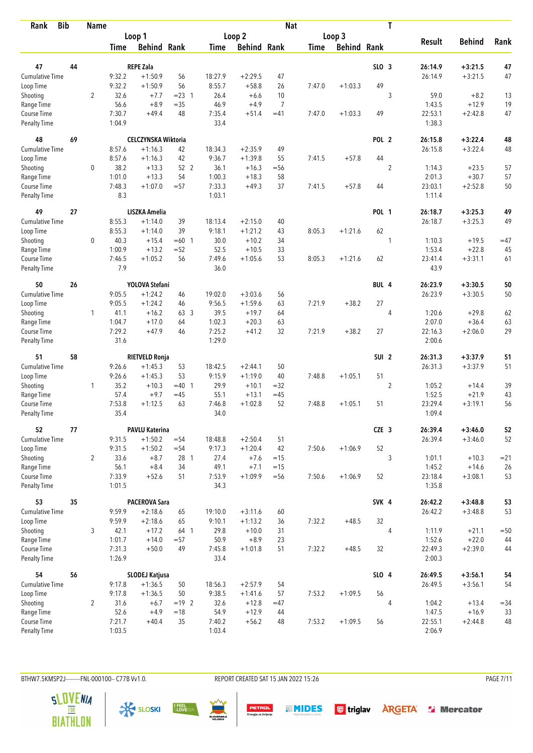| Rank | Bib | Name | | Loop 1 | | | Loop 2 | | | Nat | Loop 3 | | T | Result | Behind | Rank |
|---|---|---|---|---|---|---|---|---|---|---|---|---|---|---|---|---|
| | | | | Time | Behind | Rank | Time | Behind | Rank | Time | Behind | Rank | | | | |
| 47 | 44 | REPE Zala | | | | | | | | | | SLO | 3 | 26:14.9 | +3:21.5 | 47 |
| Cumulative Time | | | | 9:32.2 | +1:50.9 | 56 | 18:27.9 | +2:29.5 | 47 | | | | | 26:14.9 | +3:21.5 | 47 |
| Loop Time | | | | 9:32.2 | +1:50.9 | 56 | 8:55.7 | +58.8 | 26 | 7:47.0 | +1:03.3 | 49 | | | | |
| Shooting | | 2 | | 32.6 | +7.7 | =23 1 | 26.4 | +6.6 | 10 | | | | 3 | 59.0 | +8.2 | 13 |
| Range Time | | | | 56.6 | +8.9 | =35 | 46.9 | +4.9 | 7 | | | | | 1:43.5 | +12.9 | 19 |
| Course Time | | | | 7:30.7 | +49.4 | 48 | 7:35.4 | +51.4 | =41 | 7:47.0 | +1:03.3 | 49 | | 22:53.1 | +2:42.8 | 47 |
| Penalty Time | | | | 1:04.9 | | | 33.4 | | | | | | | 1:38.3 | | |
| 48 | 69 | CELCZYNSKA Wiktoria | | | | | | | | | | POL | 2 | 26:15.8 | +3:22.4 | 48 |
| Cumulative Time | | | | 8:57.6 | +1:16.3 | 42 | 18:34.3 | +2:35.9 | 49 | | | | | 26:15.8 | +3:22.4 | 48 |
| Loop Time | | | | 8:57.6 | +1:16.3 | 42 | 9:36.7 | +1:39.8 | 55 | 7:41.5 | +57.8 | 44 | | | | |
| Shooting | | 0 | | 38.2 | +13.3 | 52 2 | 36.1 | +16.3 | =56 | | | | 2 | 1:14.3 | +23.5 | 57 |
| Range Time | | | | 1:01.0 | +13.3 | 54 | 1:00.3 | +18.3 | 58 | | | | | 2:01.3 | +30.7 | 57 |
| Course Time | | | | 7:48.3 | +1:07.0 | =57 | 7:33.3 | +49.3 | 37 | 7:41.5 | +57.8 | 44 | | 23:03.1 | +2:52.8 | 50 |
| Penalty Time | | | | 8.3 | | | 1:03.1 | | | | | | | 1:11.4 | | |
| 49 | 27 | LISZKA Amelia | | | | | | | | | | POL | 1 | 26:18.7 | +3:25.3 | 49 |
| Cumulative Time | | | | 8:55.3 | +1:14.0 | 39 | 18:13.4 | +2:15.0 | 40 | | | | | 26:18.7 | +3:25.3 | 49 |
| Loop Time | | | | 8:55.3 | +1:14.0 | 39 | 9:18.1 | +1:21.2 | 43 | 8:05.3 | +1:21.6 | 62 | | | | |
| Shooting | | 0 | | 40.3 | +15.4 | =60 1 | 30.0 | +10.2 | 34 | | | | 1 | 1:10.3 | +19.5 | =47 |
| Range Time | | | | 1:00.9 | +13.2 | =52 | 52.5 | +10.5 | 33 | | | | | 1:53.4 | +22.8 | 45 |
| Course Time | | | | 7:46.5 | +1:05.2 | 56 | 7:49.6 | +1:05.6 | 53 | 8:05.3 | +1:21.6 | 62 | | 23:41.4 | +3:31.1 | 61 |
| Penalty Time | | | | 7.9 | | | 36.0 | | | | | | | 43.9 | | |
| 50 | 26 | YOLOVA Stefani | | | | | | | | | | BUL | 4 | 26:23.9 | +3:30.5 | 50 |
| Cumulative Time | | | | 9:05.5 | +1:24.2 | 46 | 19:02.0 | +3:03.6 | 56 | | | | | 26:23.9 | +3:30.5 | 50 |
| Loop Time | | | | 9:05.5 | +1:24.2 | 46 | 9:56.5 | +1:59.6 | 63 | 7:21.9 | +38.2 | 27 | | | | |
| Shooting | | 1 | | 41.1 | +16.2 | 63 3 | 39.5 | +19.7 | 64 | | | | 4 | 1:20.6 | +29.8 | 62 |
| Range Time | | | | 1:04.7 | +17.0 | 64 | 1:02.3 | +20.3 | 63 | | | | | 2:07.0 | +36.4 | 63 |
| Course Time | | | | 7:29.2 | +47.9 | 46 | 7:25.2 | +41.2 | 32 | 7:21.9 | +38.2 | 27 | | 22:16.3 | +2:06.0 | 29 |
| Penalty Time | | | | 31.6 | | | 1:29.0 | | | | | | | 2:00.6 | | |
| 51 | 58 | RIETVELD Ronja | | | | | | | | | | SUI | 2 | 26:31.3 | +3:37.9 | 51 |
| Cumulative Time | | | | 9:26.6 | +1:45.3 | 53 | 18:42.5 | +2:44.1 | 50 | | | | | 26:31.3 | +3:37.9 | 51 |
| Loop Time | | | | 9:26.6 | +1:45.3 | 53 | 9:15.9 | +1:19.0 | 40 | 7:48.8 | +1:05.1 | 51 | | | | |
| Shooting | | 1 | | 35.2 | +10.3 | =40 1 | 29.9 | +10.1 | =32 | | | | 2 | 1:05.2 | +14.4 | 39 |
| Range Time | | | | 57.4 | +9.7 | =45 | 55.1 | +13.1 | =45 | | | | | 1:52.5 | +21.9 | 43 |
| Course Time | | | | 7:53.8 | +1:12.5 | 63 | 7:46.8 | +1:02.8 | 52 | 7:48.8 | +1:05.1 | 51 | | 23:29.4 | +3:19.1 | 56 |
| Penalty Time | | | | 35.4 | | | 34.0 | | | | | | | 1:09.4 | | |
| 52 | 77 | PAVLU Katerina | | | | | | | | | | CZE | 3 | 26:39.4 | +3:46.0 | 52 |
| Cumulative Time | | | | 9:31.5 | +1:50.2 | =54 | 18:48.8 | +2:50.4 | 51 | | | | | 26:39.4 | +3:46.0 | 52 |
| Loop Time | | | | 9:31.5 | +1:50.2 | =54 | 9:17.3 | +1:20.4 | 42 | 7:50.6 | +1:06.9 | 52 | | | | |
| Shooting | | 2 | | 33.6 | +8.7 | 28 1 | 27.4 | +7.6 | =15 | | | | 3 | 1:01.1 | +10.3 | =21 |
| Range Time | | | | 56.1 | +8.4 | 34 | 49.1 | +7.1 | =15 | | | | | 1:45.2 | +14.6 | 26 |
| Course Time | | | | 7:33.9 | +52.6 | 51 | 7:53.9 | +1:09.9 | =56 | 7:50.6 | +1:06.9 | 52 | | 23:18.4 | +3:08.1 | 53 |
| Penalty Time | | | | 1:01.5 | | | 34.3 | | | | | | | 1:35.8 | | |
| 53 | 35 | PACEROVA Sara | | | | | | | | | | SVK | 4 | 26:42.2 | +3:48.8 | 53 |
| Cumulative Time | | | | 9:59.9 | +2:18.6 | 65 | 19:10.0 | +3:11.6 | 60 | | | | | 26:42.2 | +3:48.8 | 53 |
| Loop Time | | | | 9:59.9 | +2:18.6 | 65 | 9:10.1 | +1:13.2 | 36 | 7:32.2 | +48.5 | 32 | | | | |
| Shooting | | 3 | | 42.1 | +17.2 | 64 1 | 29.8 | +10.0 | 31 | | | | 4 | 1:11.9 | +21.1 | =50 |
| Range Time | | | | 1:01.7 | +14.0 | =57 | 50.9 | +8.9 | 23 | | | | | 1:52.6 | +22.0 | 44 |
| Course Time | | | | 7:31.3 | +50.0 | 49 | 7:45.8 | +1:01.8 | 51 | 7:32.2 | +48.5 | 32 | | 22:49.3 | +2:39.0 | 44 |
| Penalty Time | | | | 1:26.9 | | | 33.4 | | | | | | | 2:00.3 | | |
| 54 | 56 | SLODEJ Katjusa | | | | | | | | | | SLO | 4 | 26:49.5 | +3:56.1 | 54 |
| Cumulative Time | | | | 9:17.8 | +1:36.5 | 50 | 18:56.3 | +2:57.9 | 54 | | | | | 26:49.5 | +3:56.1 | 54 |
| Loop Time | | | | 9:17.8 | +1:36.5 | 50 | 9:38.5 | +1:41.6 | 57 | 7:53.2 | +1:09.5 | 56 | | | | |
| Shooting | | 2 | | 31.6 | +6.7 | =19 2 | 32.6 | +12.8 | =47 | | | | 4 | 1:04.2 | +13.4 | =34 |
| Range Time | | | | 52.6 | +4.9 | =18 | 54.9 | +12.9 | 44 | | | | | 1:47.5 | +16.9 | 33 |
| Course Time | | | | 7:21.7 | +40.4 | 35 | 7:40.2 | +56.2 | 48 | 7:53.2 | +1:09.5 | 56 | | 22:55.1 | +2:44.8 | 48 |
| Penalty Time | | | | 1:03.5 | | | 1:03.4 | | | | | | | 2:06.9 | | |

BTHW7.5KMSP2J---------FNL-000100-- C77B Vv1.0. REPORT CREATED SAT 15 JAN 2022 15:26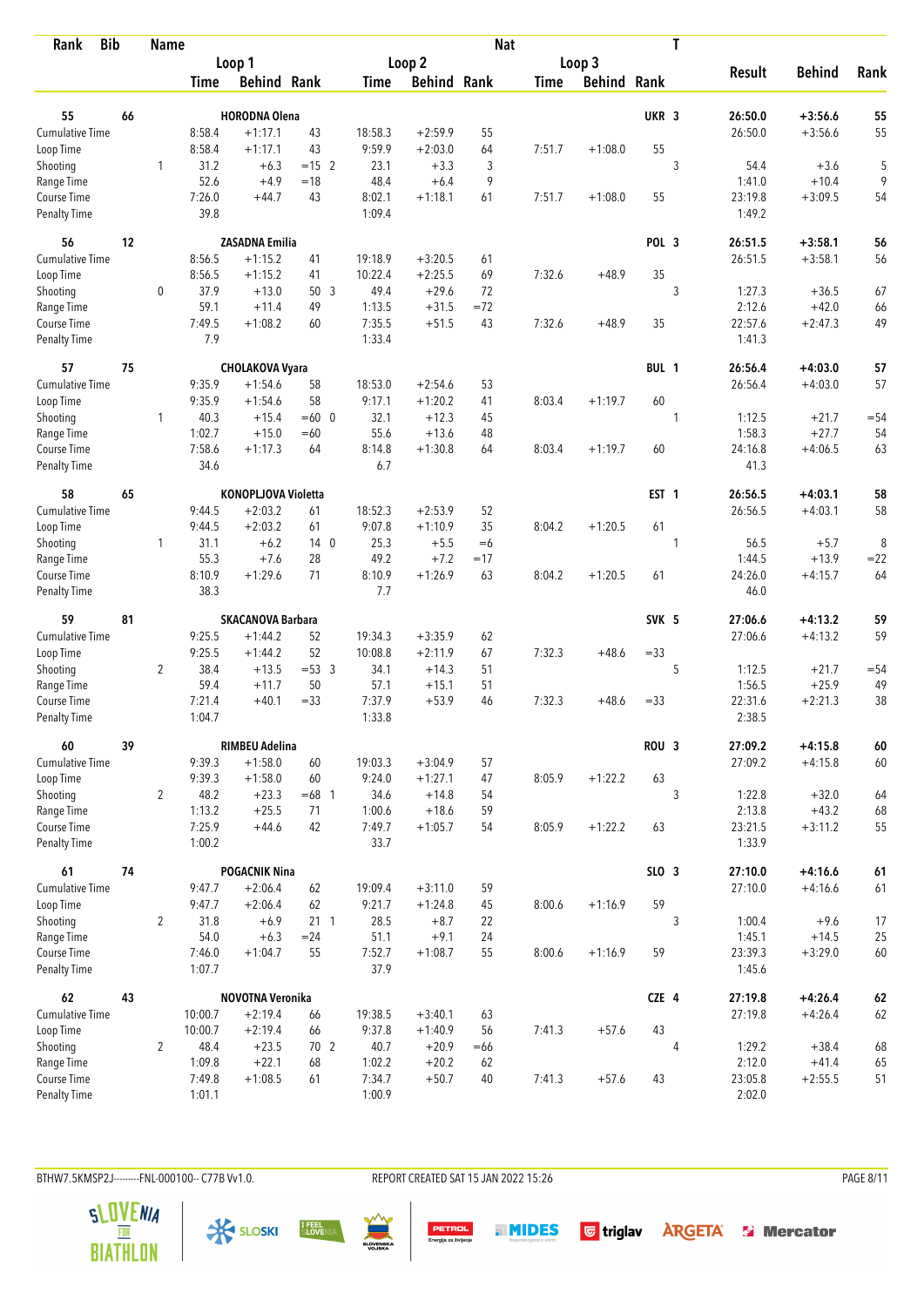| Rank | Bib | Name | | Loop 1 | | | Loop 2 | | | Nat | Loop 3 | | T | Result | Behind | Rank |
|---|---|---|---|---|---|---|---|---|---|---|---|---|---|---|---|---|
| | | | | Time | Behind | Rank | Time | Behind | Rank | Time | Behind | Rank | | | | |
| 55 | 66 | HORODNA Olena | | | | | | | | UKR | | | 3 | 26:50.0 | +3:56.6 | 55 |
| Cumulative Time | | | | 8:58.4 | +1:17.1 | 43 | 18:58.3 | +2:59.9 | 55 | | | | | 26:50.0 | +3:56.6 | 55 |
| Loop Time | | | | 8:58.4 | +1:17.1 | 43 | 9:59.9 | +2:03.0 | 64 | 7:51.7 | +1:08.0 | 55 | | | | |
| Shooting | | | 1 | 31.2 | +6.3 | =15 2 | 23.1 | +3.3 | 3 | | | | 3 | 54.4 | +3.6 | 5 |
| Range Time | | | | 52.6 | +4.9 | =18 | 48.4 | +6.4 | 9 | | | | | 1:41.0 | +10.4 | 9 |
| Course Time | | | | 7:26.0 | +44.7 | 43 | 8:02.1 | +1:18.1 | 61 | 7:51.7 | +1:08.0 | 55 | | 23:19.8 | +3:09.5 | 54 |
| Penalty Time | | | | 39.8 | | | 1:09.4 | | | | | | | 1:49.2 | | |
| 56 | 12 | ZASADNA Emilia | | | | | | | | POL | | | 3 | 26:51.5 | +3:58.1 | 56 |
| Cumulative Time | | | | 8:56.5 | +1:15.2 | 41 | 19:18.9 | +3:20.5 | 61 | | | | | 26:51.5 | +3:58.1 | 56 |
| Loop Time | | | | 8:56.5 | +1:15.2 | 41 | 10:22.4 | +2:25.5 | 69 | 7:32.6 | +48.9 | 35 | | | | |
| Shooting | | | 0 | 37.9 | +13.0 | 50 3 | 49.4 | +29.6 | 72 | | | | 3 | 1:27.3 | +36.5 | 67 |
| Range Time | | | | 59.1 | +11.4 | 49 | 1:13.5 | +31.5 | =72 | | | | | 2:12.6 | +42.0 | 66 |
| Course Time | | | | 7:49.5 | +1:08.2 | 60 | 7:35.5 | +51.5 | 43 | 7:32.6 | +48.9 | 35 | | 22:57.6 | +2:47.3 | 49 |
| Penalty Time | | | | 7.9 | | | 1:33.4 | | | | | | | 1:41.3 | | |
| 57 | 75 | CHOLAKOVA Vyara | | | | | | | | BUL | | | 1 | 26:56.4 | +4:03.0 | 57 |
| Cumulative Time | | | | 9:35.9 | +1:54.6 | 58 | 18:53.0 | +2:54.6 | 53 | | | | | 26:56.4 | +4:03.0 | 57 |
| Loop Time | | | | 9:35.9 | +1:54.6 | 58 | 9:17.1 | +1:20.2 | 41 | 8:03.4 | +1:19.7 | 60 | | | | |
| Shooting | | | 1 | 40.3 | +15.4 | =60 0 | 32.1 | +12.3 | 45 | | | | 1 | 1:12.5 | +21.7 | =54 |
| Range Time | | | | 1:02.7 | +15.0 | =60 | 55.6 | +13.6 | 48 | | | | | 1:58.3 | +27.7 | 54 |
| Course Time | | | | 7:58.6 | +1:17.3 | 64 | 8:14.8 | +1:30.8 | 64 | 8:03.4 | +1:19.7 | 60 | | 24:16.8 | +4:06.5 | 63 |
| Penalty Time | | | | 34.6 | | | 6.7 | | | | | | | 41.3 | | |
| 58 | 65 | KONOPLJOVA Violetta | | | | | | | | EST | | | 1 | 26:56.5 | +4:03.1 | 58 |
| Cumulative Time | | | | 9:44.5 | +2:03.2 | 61 | 18:52.3 | +2:53.9 | 52 | | | | | 26:56.5 | +4:03.1 | 58 |
| Loop Time | | | | 9:44.5 | +2:03.2 | 61 | 9:07.8 | +1:10.9 | 35 | 8:04.2 | +1:20.5 | 61 | | | | |
| Shooting | | | 1 | 31.1 | +6.2 | 14 0 | 25.3 | +5.5 | =6 | | | | 1 | 56.5 | +5.7 | 8 |
| Range Time | | | | 55.3 | +7.6 | 28 | 49.2 | +7.2 | =17 | | | | | 1:44.5 | +13.9 | =22 |
| Course Time | | | | 8:10.9 | +1:29.6 | 71 | 8:10.9 | +1:26.9 | 63 | 8:04.2 | +1:20.5 | 61 | | 24:26.0 | +4:15.7 | 64 |
| Penalty Time | | | | 38.3 | | | 7.7 | | | | | | | 46.0 | | |
| 59 | 81 | SKACANOVA Barbara | | | | | | | | SVK | | | 5 | 27:06.6 | +4:13.2 | 59 |
| Cumulative Time | | | | 9:25.5 | +1:44.2 | 52 | 19:34.3 | +3:35.9 | 62 | | | | | 27:06.6 | +4:13.2 | 59 |
| Loop Time | | | | 9:25.5 | +1:44.2 | 52 | 10:08.8 | +2:11.9 | 67 | 7:32.3 | +48.6 | =33 | | | | |
| Shooting | | | 2 | 38.4 | +13.5 | =53 3 | 34.1 | +14.3 | 51 | | | | 5 | 1:12.5 | +21.7 | =54 |
| Range Time | | | | 59.4 | +11.7 | 50 | 57.1 | +15.1 | 51 | | | | | 1:56.5 | +25.9 | 49 |
| Course Time | | | | 7:21.4 | +40.1 | =33 | 7:37.9 | +53.9 | 46 | 7:32.3 | +48.6 | =33 | | 22:31.6 | +2:21.3 | 38 |
| Penalty Time | | | | 1:04.7 | | | 1:33.8 | | | | | | | 2:38.5 | | |
| 60 | 39 | RIMBEU Adelina | | | | | | | | ROU | | | 3 | 27:09.2 | +4:15.8 | 60 |
| Cumulative Time | | | | 9:39.3 | +1:58.0 | 60 | 19:03.3 | +3:04.9 | 57 | | | | | 27:09.2 | +4:15.8 | 60 |
| Loop Time | | | | 9:39.3 | +1:58.0 | 60 | 9:24.0 | +1:27.1 | 47 | 8:05.9 | +1:22.2 | 63 | | | | |
| Shooting | | | 2 | 48.2 | +23.3 | =68 1 | 34.6 | +14.8 | 54 | | | | 3 | 1:22.8 | +32.0 | 64 |
| Range Time | | | | 1:13.2 | +25.5 | 71 | 1:00.6 | +18.6 | 59 | | | | | 2:13.8 | +43.2 | 68 |
| Course Time | | | | 7:25.9 | +44.6 | 42 | 7:49.7 | +1:05.7 | 54 | 8:05.9 | +1:22.2 | 63 | | 23:21.5 | +3:11.2 | 55 |
| Penalty Time | | | | 1:00.2 | | | 33.7 | | | | | | | 1:33.9 | | |
| 61 | 74 | POGACNIK Nina | | | | | | | | SLO | | | 3 | 27:10.0 | +4:16.6 | 61 |
| Cumulative Time | | | | 9:47.7 | +2:06.4 | 62 | 19:09.4 | +3:11.0 | 59 | | | | | 27:10.0 | +4:16.6 | 61 |
| Loop Time | | | | 9:47.7 | +2:06.4 | 62 | 9:21.7 | +1:24.8 | 45 | 8:00.6 | +1:16.9 | 59 | | | | |
| Shooting | | | 2 | 31.8 | +6.9 | 21 1 | 28.5 | +8.7 | 22 | | | | 3 | 1:00.4 | +9.6 | 17 |
| Range Time | | | | 54.0 | +6.3 | =24 | 51.1 | +9.1 | 24 | | | | | 1:45.1 | +14.5 | 25 |
| Course Time | | | | 7:46.0 | +1:04.7 | 55 | 7:52.7 | +1:08.7 | 55 | 8:00.6 | +1:16.9 | 59 | | 23:39.3 | +3:29.0 | 60 |
| Penalty Time | | | | 1:07.7 | | | 37.9 | | | | | | | 1:45.6 | | |
| 62 | 43 | NOVOTNA Veronika | | | | | | | | CZE | | | 4 | 27:19.8 | +4:26.4 | 62 |
| Cumulative Time | | | | 10:00.7 | +2:19.4 | 66 | 19:38.5 | +3:40.1 | 63 | | | | | 27:19.8 | +4:26.4 | 62 |
| Loop Time | | | | 10:00.7 | +2:19.4 | 66 | 9:37.8 | +1:40.9 | 56 | 7:41.3 | +57.6 | 43 | | | | |
| Shooting | | | 2 | 48.4 | +23.5 | 70 2 | 40.7 | +20.9 | =66 | | | | 4 | 1:29.2 | +38.4 | 68 |
| Range Time | | | | 1:09.8 | +22.1 | 68 | 1:02.2 | +20.2 | 62 | | | | | 2:12.0 | +41.4 | 65 |
| Course Time | | | | 7:49.8 | +1:08.5 | 61 | 7:34.7 | +50.7 | 40 | 7:41.3 | +57.6 | 43 | | 23:05.8 | +2:55.5 | 51 |
| Penalty Time | | | | 1:01.1 | | | 1:00.9 | | | | | | | 2:02.0 | | |

BTHW7.5KMSP2J---------FNL-000100-- C77B Vv1.0. REPORT CREATED SAT 15 JAN 2022 15:26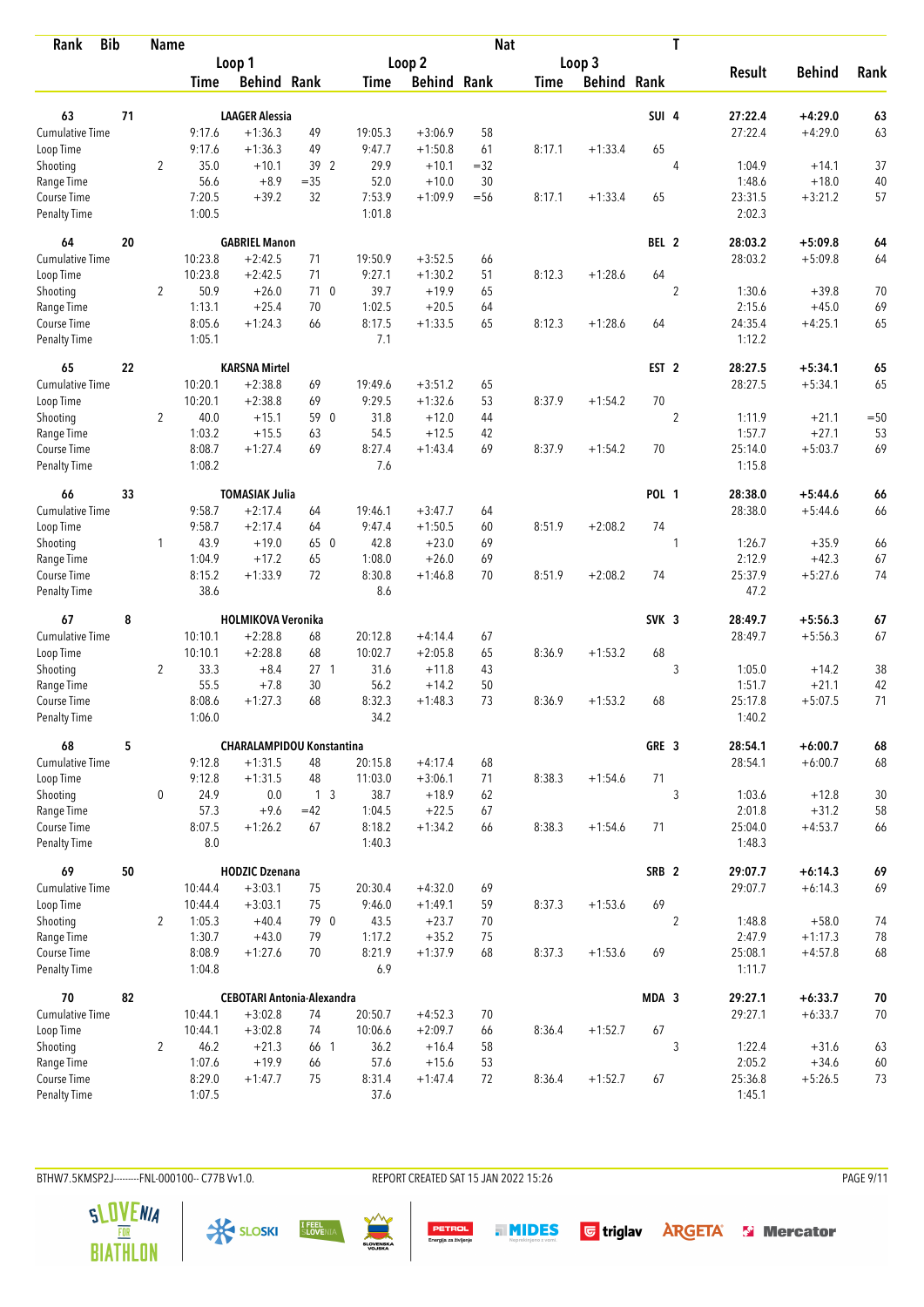| Rank | Bib | Name | | | | | | | Nat | | | | T | | | |
|---|---|---|---|---|---|---|---|---|---|---|---|---|---|---|---|---|
| | | | Loop 1 | | | Loop 2 | | | Loop 3 | | | | | Result | Behind | Rank |
| | | | Time | Behind | Rank | Time | Behind | Rank | Time | Behind | Rank | | | | | |
| 63 | 71 | LAAGER Alessia | | | | | | | | | | SUI | 4 | 27:22.4 | +4:29.0 | 63 |
| Cumulative Time | | | 9:17.6 | +1:36.3 | 49 | 19:05.3 | +3:06.9 | 58 | | | | | | 27:22.4 | +4:29.0 | 63 |
| Loop Time | | | 9:17.6 | +1:36.3 | 49 | 9:47.7 | +1:50.8 | 61 | 8:17.1 | +1:33.4 | 65 | | | | | |
| Shooting | | 2 | 35.0 | +10.1 | 39 2 | 29.9 | +10.1 | =32 | | | | | 4 | 1:04.9 | +14.1 | 37 |
| Range Time | | | 56.6 | +8.9 | =35 | 52.0 | +10.0 | 30 | | | | | | 1:48.6 | +18.0 | 40 |
| Course Time | | | 7:20.5 | +39.2 | 32 | 7:53.9 | +1:09.9 | =56 | 8:17.1 | +1:33.4 | 65 | | | 23:31.5 | +3:21.2 | 57 |
| Penalty Time | | | 1:00.5 | | | 1:01.8 | | | | | | | | 2:02.3 | | |
| 64 | 20 | GABRIEL Manon | | | | | | | | | | BEL | 2 | 28:03.2 | +5:09.8 | 64 |
| Cumulative Time | | | 10:23.8 | +2:42.5 | 71 | 19:50.9 | +3:52.5 | 66 | | | | | | 28:03.2 | +5:09.8 | 64 |
| Loop Time | | | 10:23.8 | +2:42.5 | 71 | 9:27.1 | +1:30.2 | 51 | 8:12.3 | +1:28.6 | 64 | | | | | |
| Shooting | | 2 | 50.9 | +26.0 | 71 0 | 39.7 | +19.9 | 65 | | | | | 2 | 1:30.6 | +39.8 | 70 |
| Range Time | | | 1:13.1 | +25.4 | 70 | 1:02.5 | +20.5 | 64 | | | | | | 2:15.6 | +45.0 | 69 |
| Course Time | | | 8:05.6 | +1:24.3 | 66 | 8:17.5 | +1:33.5 | 65 | 8:12.3 | +1:28.6 | 64 | | | 24:35.4 | +4:25.1 | 65 |
| Penalty Time | | | 1:05.1 | | | 7.1 | | | | | | | | 1:12.2 | | |
| 65 | 22 | KARSNA Mirtel | | | | | | | | | | EST | 2 | 28:27.5 | +5:34.1 | 65 |
| Cumulative Time | | | 10:20.1 | +2:38.8 | 69 | 19:49.6 | +3:51.2 | 65 | | | | | | 28:27.5 | +5:34.1 | 65 |
| Loop Time | | | 10:20.1 | +2:38.8 | 69 | 9:29.5 | +1:32.6 | 53 | 8:37.9 | +1:54.2 | 70 | | | | | |
| Shooting | | 2 | 40.0 | +15.1 | 59 0 | 31.8 | +12.0 | 44 | | | | | 2 | 1:11.9 | +21.1 | =50 |
| Range Time | | | 1:03.2 | +15.5 | 63 | 54.5 | +12.5 | 42 | | | | | | 1:57.7 | +27.1 | 53 |
| Course Time | | | 8:08.7 | +1:27.4 | 69 | 8:27.4 | +1:43.4 | 69 | 8:37.9 | +1:54.2 | 70 | | | 25:14.0 | +5:03.7 | 69 |
| Penalty Time | | | 1:08.2 | | | 7.6 | | | | | | | | 1:15.8 | | |
| 66 | 33 | TOMASIAK Julia | | | | | | | | | | POL | 1 | 28:38.0 | +5:44.6 | 66 |
| Cumulative Time | | | 9:58.7 | +2:17.4 | 64 | 19:46.1 | +3:47.7 | 64 | | | | | | 28:38.0 | +5:44.6 | 66 |
| Loop Time | | | 9:58.7 | +2:17.4 | 64 | 9:47.4 | +1:50.5 | 60 | 8:51.9 | +2:08.2 | 74 | | | | | |
| Shooting | | 1 | 43.9 | +19.0 | 65 0 | 42.8 | +23.0 | 69 | | | | | 1 | 1:26.7 | +35.9 | 66 |
| Range Time | | | 1:04.9 | +17.2 | 65 | 1:08.0 | +26.0 | 69 | | | | | | 2:12.9 | +42.3 | 67 |
| Course Time | | | 8:15.2 | +1:33.9 | 72 | 8:30.8 | +1:46.8 | 70 | 8:51.9 | +2:08.2 | 74 | | | 25:37.9 | +5:27.6 | 74 |
| Penalty Time | | | 38.6 | | | 8.6 | | | | | | | | 47.2 | | |
| 67 | 8 | HOLMIKOVA Veronika | | | | | | | | | | SVK | 3 | 28:49.7 | +5:56.3 | 67 |
| Cumulative Time | | | 10:10.1 | +2:28.8 | 68 | 20:12.8 | +4:14.4 | 67 | | | | | | 28:49.7 | +5:56.3 | 67 |
| Loop Time | | | 10:10.1 | +2:28.8 | 68 | 10:02.7 | +2:05.8 | 65 | 8:36.9 | +1:53.2 | 68 | | | | | |
| Shooting | | 2 | 33.3 | +8.4 | 27 1 | 31.6 | +11.8 | 43 | | | | | 3 | 1:05.0 | +14.2 | 38 |
| Range Time | | | 55.5 | +7.8 | 30 | 56.2 | +14.2 | 50 | | | | | | 1:51.7 | +21.1 | 42 |
| Course Time | | | 8:08.6 | +1:27.3 | 68 | 8:32.3 | +1:48.3 | 73 | 8:36.9 | +1:53.2 | 68 | | | 25:17.8 | +5:07.5 | 71 |
| Penalty Time | | | 1:06.0 | | | 34.2 | | | | | | | | 1:40.2 | | |
| 68 | 5 | CHARALAMPIDOU Konstantina | | | | | | | | | | GRE | 3 | 28:54.1 | +6:00.7 | 68 |
| Cumulative Time | | | 9:12.8 | +1:31.5 | 48 | 20:15.8 | +4:17.4 | 68 | | | | | | 28:54.1 | +6:00.7 | 68 |
| Loop Time | | | 9:12.8 | +1:31.5 | 48 | 11:03.0 | +3:06.1 | 71 | 8:38.3 | +1:54.6 | 71 | | | | | |
| Shooting | | 0 | 24.9 | 0.0 | 1 3 | 38.7 | +18.9 | 62 | | | | | 3 | 1:03.6 | +12.8 | 30 |
| Range Time | | | 57.3 | +9.6 | =42 | 1:04.5 | +22.5 | 67 | | | | | | 2:01.8 | +31.2 | 58 |
| Course Time | | | 8:07.5 | +1:26.2 | 67 | 8:18.2 | +1:34.2 | 66 | 8:38.3 | +1:54.6 | 71 | | | 25:04.0 | +4:53.7 | 66 |
| Penalty Time | | | 8.0 | | | 1:40.3 | | | | | | | | 1:48.3 | | |
| 69 | 50 | HODZIC Dzenana | | | | | | | | | | SRB | 2 | 29:07.7 | +6:14.3 | 69 |
| Cumulative Time | | | 10:44.4 | +3:03.1 | 75 | 20:30.4 | +4:32.0 | 69 | | | | | | 29:07.7 | +6:14.3 | 69 |
| Loop Time | | | 10:44.4 | +3:03.1 | 75 | 9:46.0 | +1:49.1 | 59 | 8:37.3 | +1:53.6 | 69 | | | | | |
| Shooting | | 2 | 1:05.3 | +40.4 | 79 0 | 43.5 | +23.7 | 70 | | | | | 2 | 1:48.8 | +58.0 | 74 |
| Range Time | | | 1:30.7 | +43.0 | 79 | 1:17.2 | +35.2 | 75 | | | | | | 2:47.9 | +1:17.3 | 78 |
| Course Time | | | 8:08.9 | +1:27.6 | 70 | 8:21.9 | +1:37.9 | 68 | 8:37.3 | +1:53.6 | 69 | | | 25:08.1 | +4:57.8 | 68 |
| Penalty Time | | | 1:04.8 | | | 6.9 | | | | | | | | 1:11.7 | | |
| 70 | 82 | CEBOTARI Antonia-Alexandra | | | | | | | | | | MDA | 3 | 29:27.1 | +6:33.7 | 70 |
| Cumulative Time | | | 10:44.1 | +3:02.8 | 74 | 20:50.7 | +4:52.3 | 70 | | | | | | 29:27.1 | +6:33.7 | 70 |
| Loop Time | | | 10:44.1 | +3:02.8 | 74 | 10:06.6 | +2:09.7 | 66 | 8:36.4 | +1:52.7 | 67 | | | | | |
| Shooting | | 2 | 46.2 | +21.3 | 66 1 | 36.2 | +16.4 | 58 | | | | | 3 | 1:22.4 | +31.6 | 63 |
| Range Time | | | 1:07.6 | +19.9 | 66 | 57.6 | +15.6 | 53 | | | | | | 2:05.2 | +34.6 | 60 |
| Course Time | | | 8:29.0 | +1:47.7 | 75 | 8:31.4 | +1:47.4 | 72 | 8:36.4 | +1:52.7 | 67 | | | 25:36.8 | +5:26.5 | 73 |
| Penalty Time | | | 1:07.5 | | | 37.6 | | | | | | | | 1:45.1 | | |

BTHW7.5KMSP2J---------FNL-000100-- C77B Vv1.0. REPORT CREATED SAT 15 JAN 2022 15:26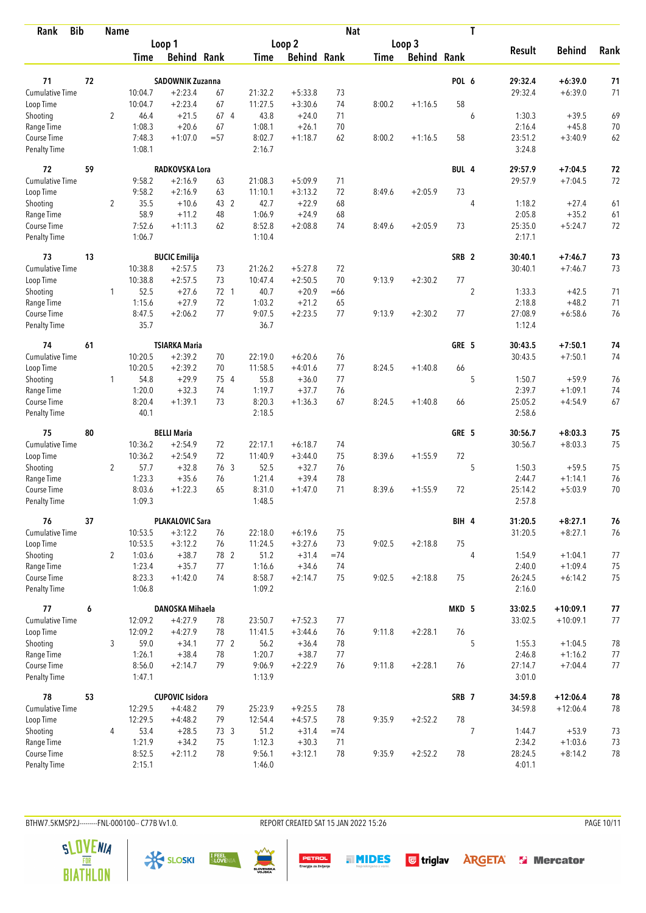| Rank | Bib | | Name | | | | | | Nat | | | T | | | |
|---|---|---|---|---|---|---|---|---|---|---|---|---|---|---|---|
| | | | Loop 1 | | | Loop 2 | | | Loop 3 | | | | Result | Behind | Rank |
| | | | Time | Behind | Rank | Time | Behind | Rank | Time | Behind | Rank | | | | |
| **71** | **72** | | **SADOWNIK Zuzanna** | | | | | | | | **POL** | **6** | **29:32.4** | **+6:39.0** | **71** |
| Cumulative Time | | | 10:04.7 | +2:23.4 | 67 | 21:32.2 | +5:33.8 | 73 | | | | | 29:32.4 | +6:39.0 | 71 |
| Loop Time | | | 10:04.7 | +2:23.4 | 67 | 11:27.5 | +3:30.6 | 74 | 8:00.2 | +1:16.5 | 58 | | | | |
| Shooting | | 2 | 46.4 | +21.5 | 67 4 | 43.8 | +24.0 | 71 | | | | 6 | 1:30.3 | +39.5 | 69 |
| Range Time | | | 1:08.3 | +20.6 | 67 | 1:08.1 | +26.1 | 70 | | | | | 2:16.4 | +45.8 | 70 |
| Course Time | | | 7:48.3 | +1:07.0 | =57 | 8:02.7 | +1:18.7 | 62 | 8:00.2 | +1:16.5 | 58 | | 23:51.2 | +3:40.9 | 62 |
| Penalty Time | | | 1:08.1 | | | 2:16.7 | | | | | | | 3:24.8 | | |
| **72** | **59** | | **RADKOVSKA Lora** | | | | | | | | **BUL** | **4** | **29:57.9** | **+7:04.5** | **72** |
| Cumulative Time | | | 9:58.2 | +2:16.9 | 63 | 21:08.3 | +5:09.9 | 71 | | | | | 29:57.9 | +7:04.5 | 72 |
| Loop Time | | | 9:58.2 | +2:16.9 | 63 | 11:10.1 | +3:13.2 | 72 | 8:49.6 | +2:05.9 | 73 | | | | |
| Shooting | | 2 | 35.5 | +10.6 | 43 2 | 42.7 | +22.9 | 68 | | | | 4 | 1:18.2 | +27.4 | 61 |
| Range Time | | | 58.9 | +11.2 | 48 | 1:06.9 | +24.9 | 68 | | | | | 2:05.8 | +35.2 | 61 |
| Course Time | | | 7:52.6 | +1:11.3 | 62 | 8:52.8 | +2:08.8 | 74 | 8:49.6 | +2:05.9 | 73 | | 25:35.0 | +5:24.7 | 72 |
| Penalty Time | | | 1:06.7 | | | 1:10.4 | | | | | | | 2:17.1 | | |
| **73** | **13** | | **BUCIC Emilija** | | | | | | | | **SRB** | **2** | **30:40.1** | **+7:46.7** | **73** |
| Cumulative Time | | | 10:38.8 | +2:57.5 | 73 | 21:26.2 | +5:27.8 | 72 | | | | | 30:40.1 | +7:46.7 | 73 |
| Loop Time | | | 10:38.8 | +2:57.5 | 73 | 10:47.4 | +2:50.5 | 70 | 9:13.9 | +2:30.2 | 77 | | | | |
| Shooting | | 1 | 52.5 | +27.6 | 72 1 | 40.7 | +20.9 | =66 | | | | 2 | 1:33.3 | +42.5 | 71 |
| Range Time | | | 1:15.6 | +27.9 | 72 | 1:03.2 | +21.2 | 65 | | | | | 2:18.8 | +48.2 | 71 |
| Course Time | | | 8:47.5 | +2:06.2 | 77 | 9:07.5 | +2:23.5 | 77 | 9:13.9 | +2:30.2 | 77 | | 27:08.9 | +6:58.6 | 76 |
| Penalty Time | | | 35.7 | | | 36.7 | | | | | | | 1:12.4 | | |
| **74** | **61** | | **TSIARKA Maria** | | | | | | | | **GRE** | **5** | **30:43.5** | **+7:50.1** | **74** |
| Cumulative Time | | | 10:20.5 | +2:39.2 | 70 | 22:19.0 | +6:20.6 | 76 | | | | | 30:43.5 | +7:50.1 | 74 |
| Loop Time | | | 10:20.5 | +2:39.2 | 70 | 11:58.5 | +4:01.6 | 77 | 8:24.5 | +1:40.8 | 66 | | | | |
| Shooting | | 1 | 54.8 | +29.9 | 75 4 | 55.8 | +36.0 | 77 | | | | 5 | 1:50.7 | +59.9 | 76 |
| Range Time | | | 1:20.0 | +32.3 | 74 | 1:19.7 | +37.7 | 76 | | | | | 2:39.7 | +1:09.1 | 74 |
| Course Time | | | 8:20.4 | +1:39.1 | 73 | 8:20.3 | +1:36.3 | 67 | 8:24.5 | +1:40.8 | 66 | | 25:05.2 | +4:54.9 | 67 |
| Penalty Time | | | 40.1 | | | 2:18.5 | | | | | | | 2:58.6 | | |
| **75** | **80** | | **BELLI Maria** | | | | | | | | **GRE** | **5** | **30:56.7** | **+8:03.3** | **75** |
| Cumulative Time | | | 10:36.2 | +2:54.9 | 72 | 22:17.1 | +6:18.7 | 74 | | | | | 30:56.7 | +8:03.3 | 75 |
| Loop Time | | | 10:36.2 | +2:54.9 | 72 | 11:40.9 | +3:44.0 | 75 | 8:39.6 | +1:55.9 | 72 | | | | |
| Shooting | | 2 | 57.7 | +32.8 | 76 3 | 52.5 | +32.7 | 76 | | | | 5 | 1:50.3 | +59.5 | 75 |
| Range Time | | | 1:23.3 | +35.6 | 76 | 1:21.4 | +39.4 | 78 | | | | | 2:44.7 | +1:14.1 | 76 |
| Course Time | | | 8:03.6 | +1:22.3 | 65 | 8:31.0 | +1:47.0 | 71 | 8:39.6 | +1:55.9 | 72 | | 25:14.2 | +5:03.9 | 70 |
| Penalty Time | | | 1:09.3 | | | 1:48.5 | | | | | | | 2:57.8 | | |
| **76** | **37** | | **PLAKALOVIC Sara** | | | | | | | | **BIH** | **4** | **31:20.5** | **+8:27.1** | **76** |
| Cumulative Time | | | 10:53.5 | +3:12.2 | 76 | 22:18.0 | +6:19.6 | 75 | | | | | 31:20.5 | +8:27.1 | 76 |
| Loop Time | | | 10:53.5 | +3:12.2 | 76 | 11:24.5 | +3:27.6 | 73 | 9:02.5 | +2:18.8 | 75 | | | | |
| Shooting | | 2 | 1:03.6 | +38.7 | 78 2 | 51.2 | +31.4 | =74 | | | | 4 | 1:54.9 | +1:04.1 | 77 |
| Range Time | | | 1:23.4 | +35.7 | 77 | 1:16.6 | +34.6 | 74 | | | | | 2:40.0 | +1:09.4 | 75 |
| Course Time | | | 8:23.3 | +1:42.0 | 74 | 8:58.7 | +2:14.7 | 75 | 9:02.5 | +2:18.8 | 75 | | 26:24.5 | +6:14.2 | 75 |
| Penalty Time | | | 1:06.8 | | | 1:09.2 | | | | | | | 2:16.0 | | |
| **77** | **6** | | **DANOSKA Mihaela** | | | | | | | | **MKD** | **5** | **33:02.5** | **+10:09.1** | **77** |
| Cumulative Time | | | 12:09.2 | +4:27.9 | 78 | 23:50.7 | +7:52.3 | 77 | | | | | 33:02.5 | +10:09.1 | 77 |
| Loop Time | | | 12:09.2 | +4:27.9 | 78 | 11:41.5 | +3:44.6 | 76 | 9:11.8 | +2:28.1 | 76 | | | | |
| Shooting | | 3 | 59.0 | +34.1 | 77 2 | 56.2 | +36.4 | 78 | | | | 5 | 1:55.3 | +1:04.5 | 78 |
| Range Time | | | 1:26.1 | +38.4 | 78 | 1:20.7 | +38.7 | 77 | | | | | 2:46.8 | +1:16.2 | 77 |
| Course Time | | | 8:56.0 | +2:14.7 | 79 | 9:06.9 | +2:22.9 | 76 | 9:11.8 | +2:28.1 | 76 | | 27:14.7 | +7:04.4 | 77 |
| Penalty Time | | | 1:47.1 | | | 1:13.9 | | | | | | | 3:01.0 | | |
| **78** | **53** | | **CUPOVIC Isidora** | | | | | | | | **SRB** | **7** | **34:59.8** | **+12:06.4** | **78** |
| Cumulative Time | | | 12:29.5 | +4:48.2 | 79 | 25:23.9 | +9:25.5 | 78 | | | | | 34:59.8 | +12:06.4 | 78 |
| Loop Time | | | 12:29.5 | +4:48.2 | 79 | 12:54.4 | +4:57.5 | 78 | 9:35.9 | +2:52.2 | 78 | | | | |
| Shooting | | 4 | 53.4 | +28.5 | 73 3 | 51.2 | +31.4 | =74 | | | | 7 | 1:44.7 | +53.9 | 73 |
| Range Time | | | 1:21.9 | +34.2 | 75 | 1:12.3 | +30.3 | 71 | | | | | 2:34.2 | +1:03.6 | 73 |
| Course Time | | | 8:52.5 | +2:11.2 | 78 | 9:56.1 | +3:12.1 | 78 | 9:35.9 | +2:52.2 | 78 | | 28:24.5 | +8:14.2 | 78 |
| Penalty Time | | | 2:15.1 | | | 1:46.0 | | | | | | | 4:01.1 | | |

BTHW7.5KMSP2J---------FNL-000100-- C77B Vv1.0. REPORT CREATED SAT 15 JAN 2022 15:26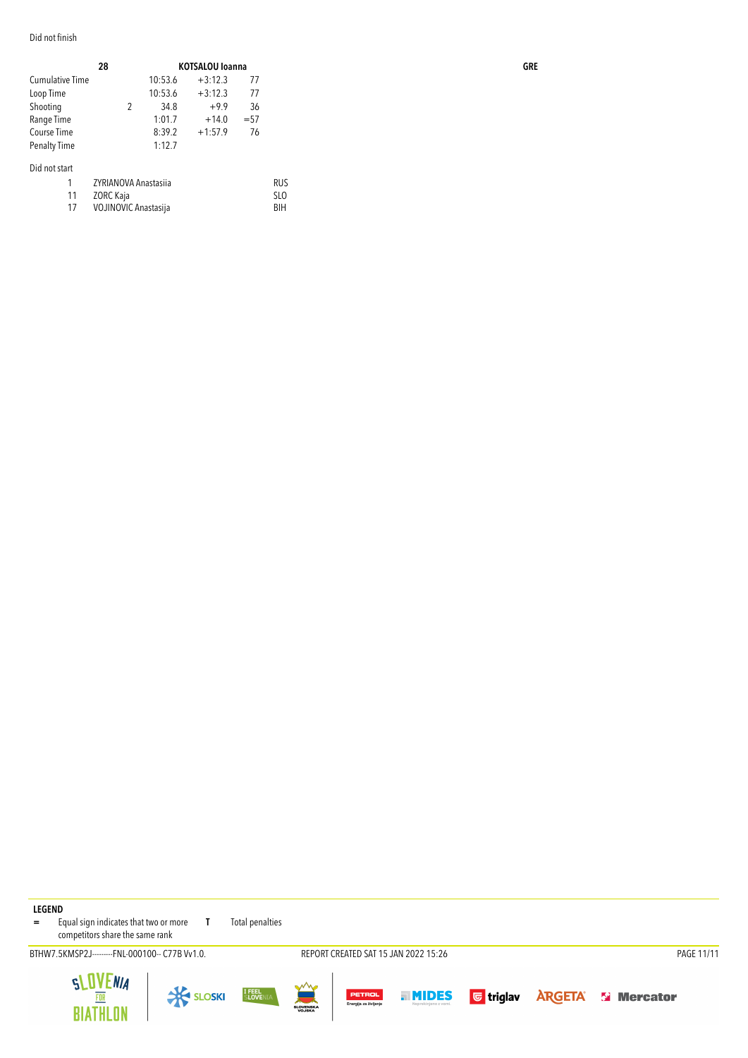Did not finish

| 28 | | KOTSALOU Ioanna | | | GRE |
|---|---|---|---|---|---|
| Cumulative Time | | 10:53.6 | +3:12.3 | 77 | |
| Loop Time | | 10:53.6 | +3:12.3 | 77 | |
| Shooting | 2 | 34.8 | +9.9 | 36 | |
| Range Time | | 1:01.7 | +14.0 | =57 | |
| Course Time | | 8:39.2 | +1:57.9 | 76 | |
| Penalty Time | | 1:12.7 | | | |

Did not start

| | | |
|---|---|---|
| 1 | ZYRIANOVA Anastasiia | RUS |
| 11 | ZORC Kaja | SLO |
| 17 | VOJINOVIC Anastasija | BIH |

**LEGEND**

= Equal sign indicates that two or more competitors share the same rank

T Total penalties

BTHW7.5KMSP2J---------FNL-000100-- C77B Vv1.0.

REPORT CREATED SAT 15 JAN 2022 15:26